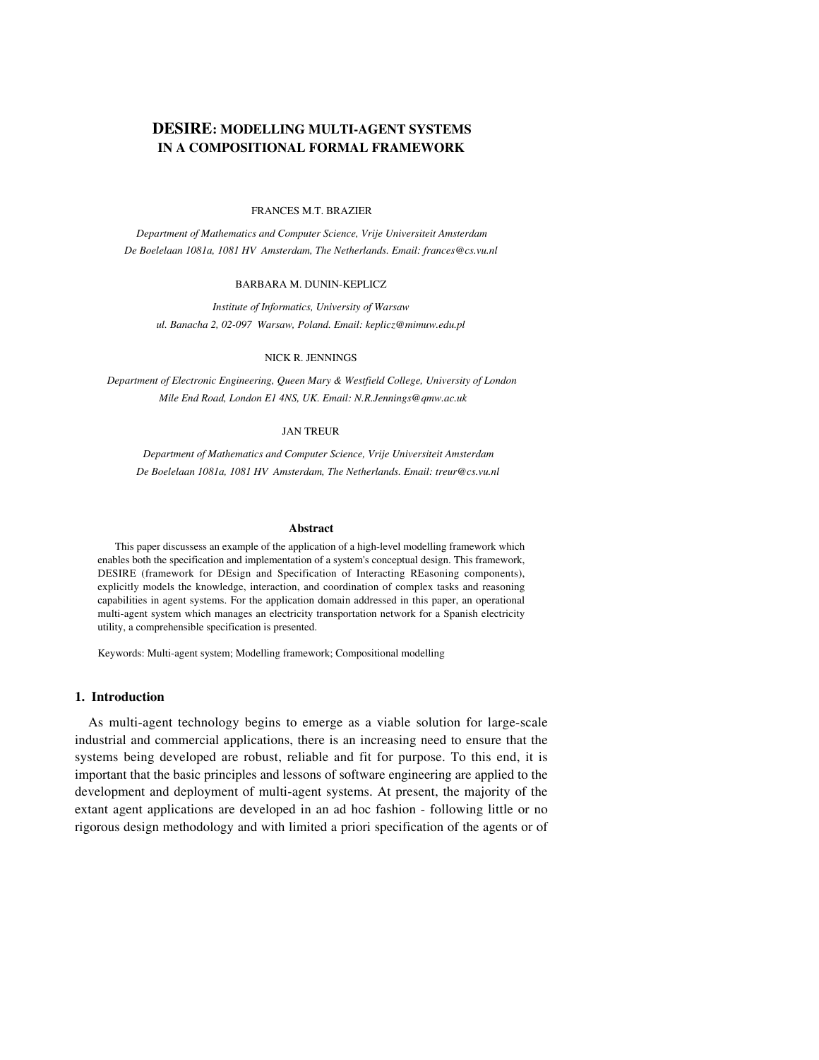# DESIRE: MODELLING MULTI-AGENT SYSTEMS IN A COMPOSITIONAL FORMAL FRAMEWORK

FRANCES M.T. BRAZIER

*Department of Mathematics and Computer Science, Vrije Universiteit Amsterdam*
*De Boelelaan 1081a, 1081 HV Amsterdam, The Netherlands. Email: frances@cs.vu.nl*

BARBARA M. DUNIN-KEPLICZ

*Institute of Informatics, University of Warsaw*
*ul. Banacha 2, 02-097 Warsaw, Poland. Email: keplicz@mimuw.edu.pl*

NICK R. JENNINGS

*Department of Electronic Engineering, Queen Mary & Westfield College, University of London*
*Mile End Road, London E1 4NS, UK. Email: N.R.Jennings@qmw.ac.uk*

JAN TREUR

*Department of Mathematics and Computer Science, Vrije Universiteit Amsterdam*
*De Boelelaan 1081a, 1081 HV Amsterdam, The Netherlands. Email: treur@cs.vu.nl*

**Abstract**

This paper discussess an example of the application of a high-level modelling framework which enables both the specification and implementation of a system's conceptual design. This framework, DESIRE (framework for DEsign and Specification of Interacting REasoning components), explicitly models the knowledge, interaction, and coordination of complex tasks and reasoning capabilities in agent systems. For the application domain addressed in this paper, an operational multi-agent system which manages an electricity transportation network for a Spanish electricity utility, a comprehensible specification is presented.

Keywords: Multi-agent system; Modelling framework; Compositional modelling

## 1. Introduction

As multi-agent technology begins to emerge as a viable solution for large-scale industrial and commercial applications, there is an increasing need to ensure that the systems being developed are robust, reliable and fit for purpose. To this end, it is important that the basic principles and lessons of software engineering are applied to the development and deployment of multi-agent systems. At present, the majority of the extant agent applications are developed in an ad hoc fashion - following little or no rigorous design methodology and with limited a priori specification of the agents or of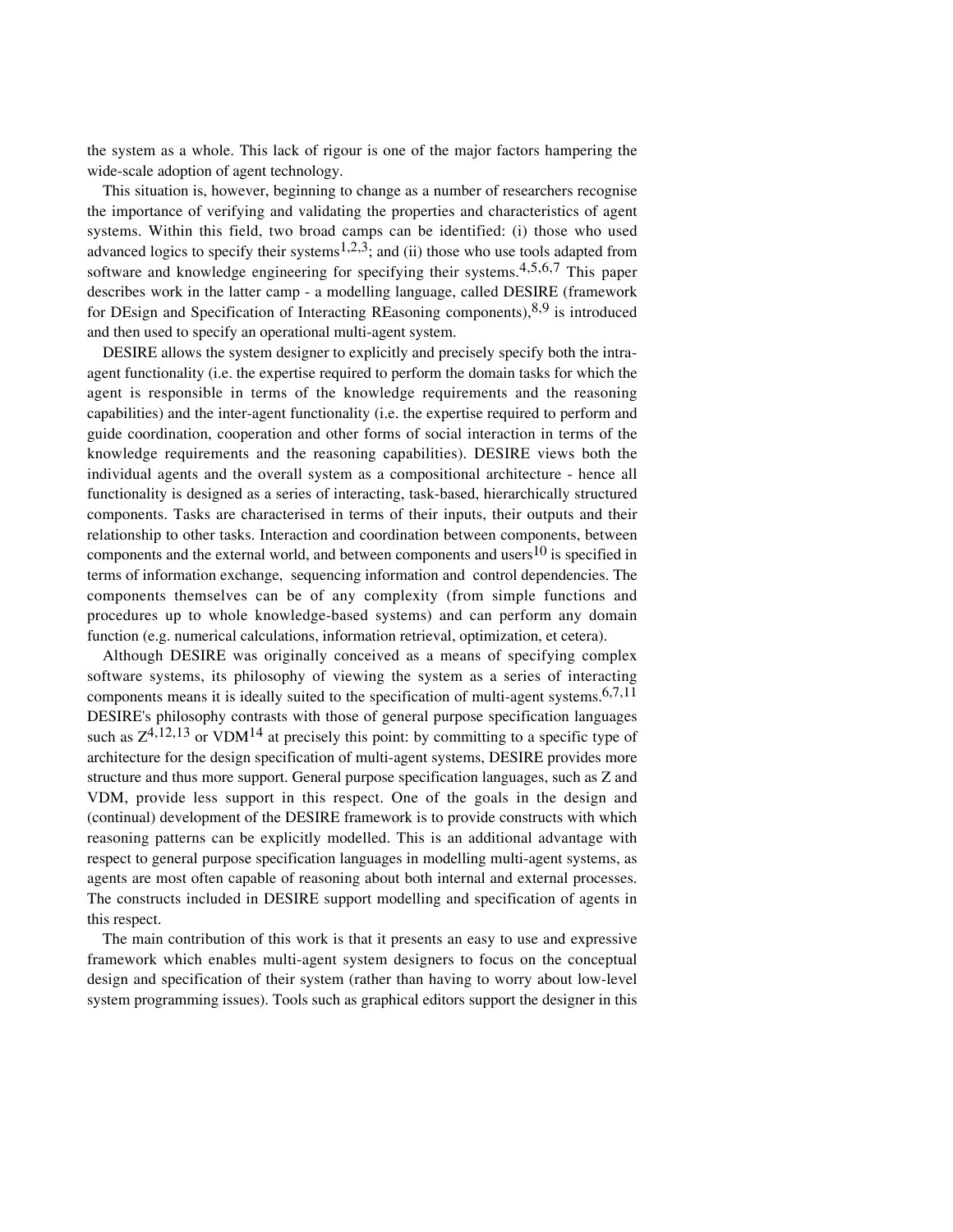the system as a whole. This lack of rigour is one of the major factors hampering the wide-scale adoption of agent technology.

This situation is, however, beginning to change as a number of researchers recognise the importance of verifying and validating the properties and characteristics of agent systems. Within this field, two broad camps can be identified: (i) those who used advanced logics to specify their systems[1,2,3]; and (ii) those who use tools adapted from software and knowledge engineering for specifying their systems.[4,5,6,7] This paper describes work in the latter camp - a modelling language, called DESIRE (framework for DEsign and Specification of Interacting REasoning components),[8,9] is introduced and then used to specify an operational multi-agent system.

DESIRE allows the system designer to explicitly and precisely specify both the intra-agent functionality (i.e. the expertise required to perform the domain tasks for which the agent is responsible in terms of the knowledge requirements and the reasoning capabilities) and the inter-agent functionality (i.e. the expertise required to perform and guide coordination, cooperation and other forms of social interaction in terms of the knowledge requirements and the reasoning capabilities). DESIRE views both the individual agents and the overall system as a compositional architecture - hence all functionality is designed as a series of interacting, task-based, hierarchically structured components. Tasks are characterised in terms of their inputs, their outputs and their relationship to other tasks. Interaction and coordination between components, between components and the external world, and between components and users[10] is specified in terms of information exchange, sequencing information and control dependencies. The components themselves can be of any complexity (from simple functions and procedures up to whole knowledge-based systems) and can perform any domain function (e.g. numerical calculations, information retrieval, optimization, et cetera).

Although DESIRE was originally conceived as a means of specifying complex software systems, its philosophy of viewing the system as a series of interacting components means it is ideally suited to the specification of multi-agent systems.[6,7,11] DESIRE's philosophy contrasts with those of general purpose specification languages such as Z[4,12,13] or VDM[14] at precisely this point: by committing to a specific type of architecture for the design specification of multi-agent systems, DESIRE provides more structure and thus more support. General purpose specification languages, such as Z and VDM, provide less support in this respect. One of the goals in the design and (continual) development of the DESIRE framework is to provide constructs with which reasoning patterns can be explicitly modelled. This is an additional advantage with respect to general purpose specification languages in modelling multi-agent systems, as agents are most often capable of reasoning about both internal and external processes. The constructs included in DESIRE support modelling and specification of agents in this respect.

The main contribution of this work is that it presents an easy to use and expressive framework which enables multi-agent system designers to focus on the conceptual design and specification of their system (rather than having to worry about low-level system programming issues). Tools such as graphical editors support the designer in this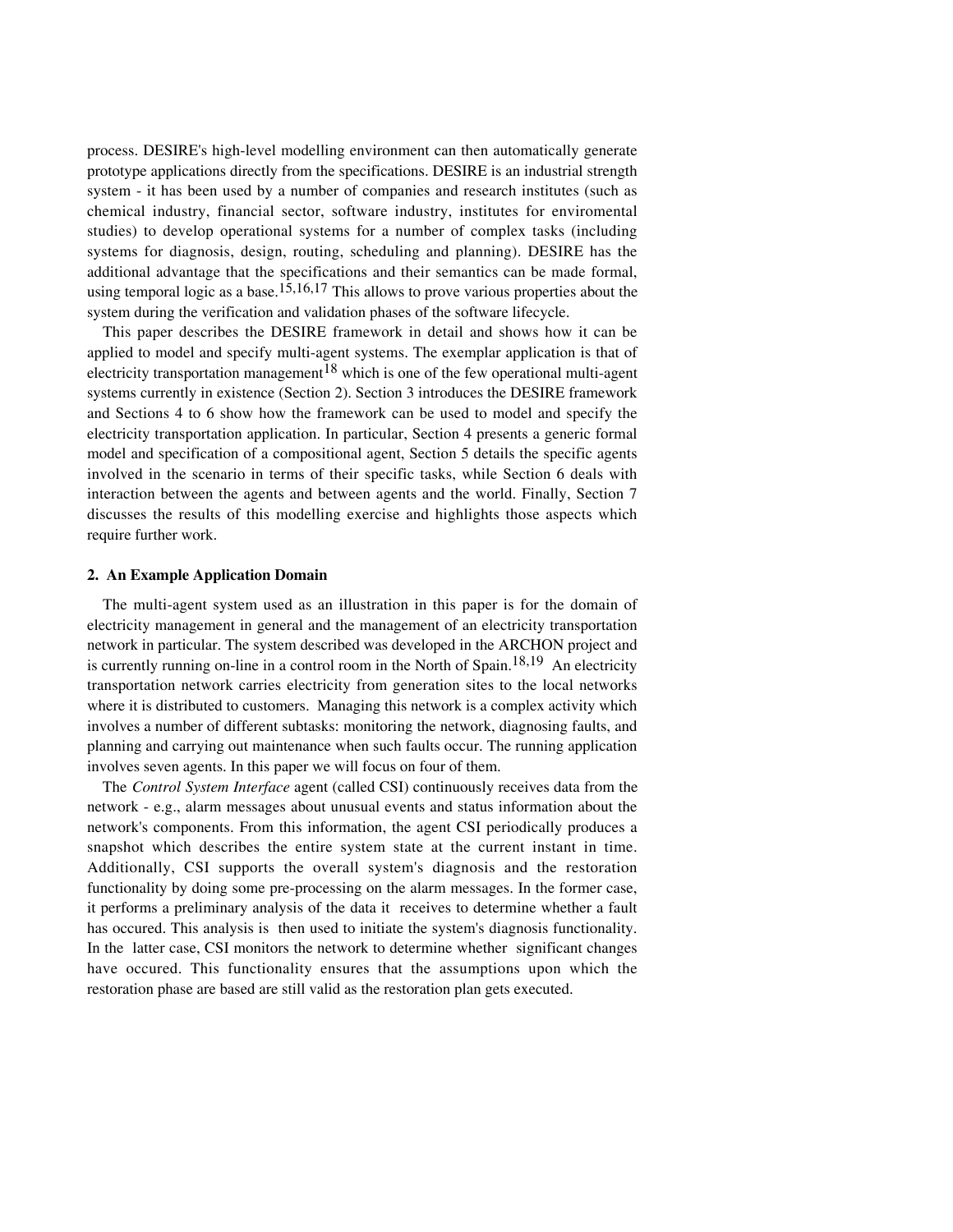process. DESIRE's high-level modelling environment can then automatically generate prototype applications directly from the specifications. DESIRE is an industrial strength system - it has been used by a number of companies and research institutes (such as chemical industry, financial sector, software industry, institutes for enviromental studies) to develop operational systems for a number of complex tasks (including systems for diagnosis, design, routing, scheduling and planning). DESIRE has the additional advantage that the specifications and their semantics can be made formal, using temporal logic as a base.[15,16,17] This allows to prove various properties about the system during the verification and validation phases of the software lifecycle.

This paper describes the DESIRE framework in detail and shows how it can be applied to model and specify multi-agent systems. The exemplar application is that of electricity transportation management[18] which is one of the few operational multi-agent systems currently in existence (Section 2). Section 3 introduces the DESIRE framework and Sections 4 to 6 show how the framework can be used to model and specify the electricity transportation application. In particular, Section 4 presents a generic formal model and specification of a compositional agent, Section 5 details the specific agents involved in the scenario in terms of their specific tasks, while Section 6 deals with interaction between the agents and between agents and the world. Finally, Section 7 discusses the results of this modelling exercise and highlights those aspects which require further work.

## 2. An Example Application Domain

The multi-agent system used as an illustration in this paper is for the domain of electricity management in general and the management of an electricity transportation network in particular. The system described was developed in the ARCHON project and is currently running on-line in a control room in the North of Spain.[18,19] An electricity transportation network carries electricity from generation sites to the local networks where it is distributed to customers. Managing this network is a complex activity which involves a number of different subtasks: monitoring the network, diagnosing faults, and planning and carrying out maintenance when such faults occur. The running application involves seven agents. In this paper we will focus on four of them.

The *Control System Interface* agent (called CSI) continuously receives data from the network - e.g., alarm messages about unusual events and status information about the network's components. From this information, the agent CSI periodically produces a snapshot which describes the entire system state at the current instant in time. Additionally, CSI supports the overall system's diagnosis and the restoration functionality by doing some pre-processing on the alarm messages. In the former case, it performs a preliminary analysis of the data it receives to determine whether a fault has occured. This analysis is then used to initiate the system's diagnosis functionality. In the latter case, CSI monitors the network to determine whether significant changes have occured. This functionality ensures that the assumptions upon which the restoration phase are based are still valid as the restoration plan gets executed.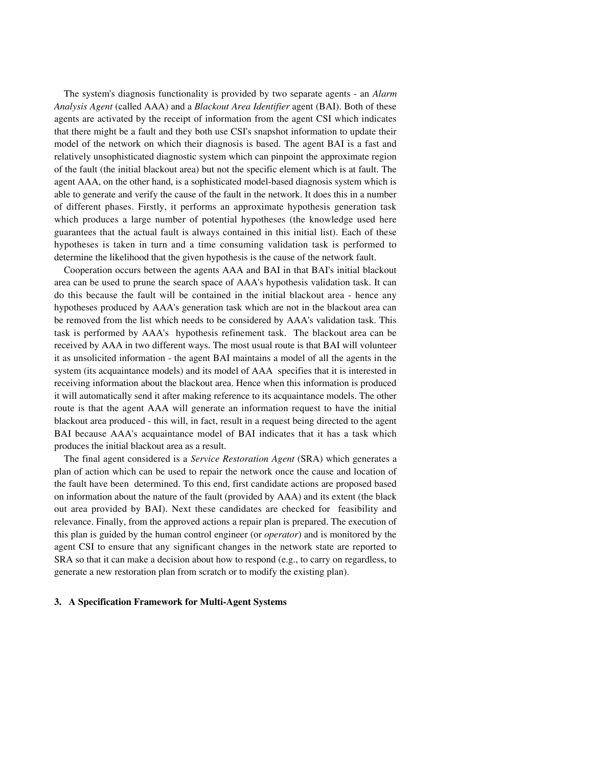The system's diagnosis functionality is provided by two separate agents - an *Alarm Analysis Agent* (called AAA) and a *Blackout Area Identifier* agent (BAI). Both of these agents are activated by the receipt of information from the agent CSI which indicates that there might be a fault and they both use CSI's snapshot information to update their model of the network on which their diagnosis is based. The agent BAI is a fast and relatively unsophisticated diagnostic system which can pinpoint the approximate region of the fault (the initial blackout area) but not the specific element which is at fault. The agent AAA, on the other hand, is a sophisticated model-based diagnosis system which is able to generate and verify the cause of the fault in the network. It does this in a number of different phases. Firstly, it performs an approximate hypothesis generation task which produces a large number of potential hypotheses (the knowledge used here guarantees that the actual fault is always contained in this initial list). Each of these hypotheses is taken in turn and a time consuming validation task is performed to determine the likelihood that the given hypothesis is the cause of the network fault.

Cooperation occurs between the agents AAA and BAI in that BAI's initial blackout area can be used to prune the search space of AAA's hypothesis validation task. It can do this because the fault will be contained in the initial blackout area - hence any hypotheses produced by AAA's generation task which are not in the blackout area can be removed from the list which needs to be considered by AAA's validation task. This task is performed by AAA's hypothesis refinement task. The blackout area can be received by AAA in two different ways. The most usual route is that BAI will volunteer it as unsolicited information - the agent BAI maintains a model of all the agents in the system (its acquaintance models) and its model of AAA specifies that it is interested in receiving information about the blackout area. Hence when this information is produced it will automatically send it after making reference to its acquaintance models. The other route is that the agent AAA will generate an information request to have the initial blackout area produced - this will, in fact, result in a request being directed to the agent BAI because AAA's acquaintance model of BAI indicates that it has a task which produces the initial blackout area as a result.

The final agent considered is a *Service Restoration Agent* (SRA) which generates a plan of action which can be used to repair the network once the cause and location of the fault have been determined. To this end, first candidate actions are proposed based on information about the nature of the fault (provided by AAA) and its extent (the black out area provided by BAI). Next these candidates are checked for feasibility and relevance. Finally, from the approved actions a repair plan is prepared. The execution of this plan is guided by the human control engineer (or *operator*) and is monitored by the agent CSI to ensure that any significant changes in the network state are reported to SRA so that it can make a decision about how to respond (e.g., to carry on regardless, to generate a new restoration plan from scratch or to modify the existing plan).

## 3. A Specification Framework for Multi-Agent Systems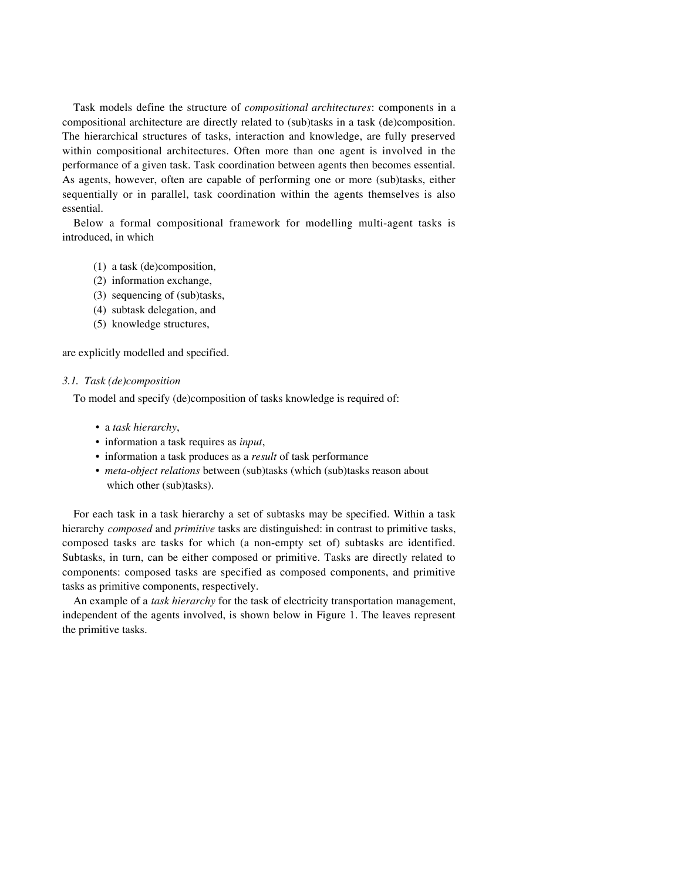Task models define the structure of *compositional architectures*: components in a compositional architecture are directly related to (sub)tasks in a task (de)composition. The hierarchical structures of tasks, interaction and knowledge, are fully preserved within compositional architectures. Often more than one agent is involved in the performance of a given task. Task coordination between agents then becomes essential. As agents, however, often are capable of performing one or more (sub)tasks, either sequentially or in parallel, task coordination within the agents themselves is also essential.

Below a formal compositional framework for modelling multi-agent tasks is introduced, in which

(1) a task (de)composition,
(2) information exchange,
(3) sequencing of (sub)tasks,
(4) subtask delegation, and
(5) knowledge structures,

are explicitly modelled and specified.

### *3.1. Task (de)composition*

To model and specify (de)composition of tasks knowledge is required of:

- a *task hierarchy*,
- information a task requires as *input*,
- information a task produces as a *result* of task performance
- *meta-object relations* between (sub)tasks (which (sub)tasks reason about which other (sub)tasks).

For each task in a task hierarchy a set of subtasks may be specified. Within a task hierarchy *composed* and *primitive* tasks are distinguished: in contrast to primitive tasks, composed tasks are tasks for which (a non-empty set of) subtasks are identified. Subtasks, in turn, can be either composed or primitive. Tasks are directly related to components: composed tasks are specified as composed components, and primitive tasks as primitive components, respectively.

An example of a *task hierarchy* for the task of electricity transportation management, independent of the agents involved, is shown below in Figure 1. The leaves represent the primitive tasks.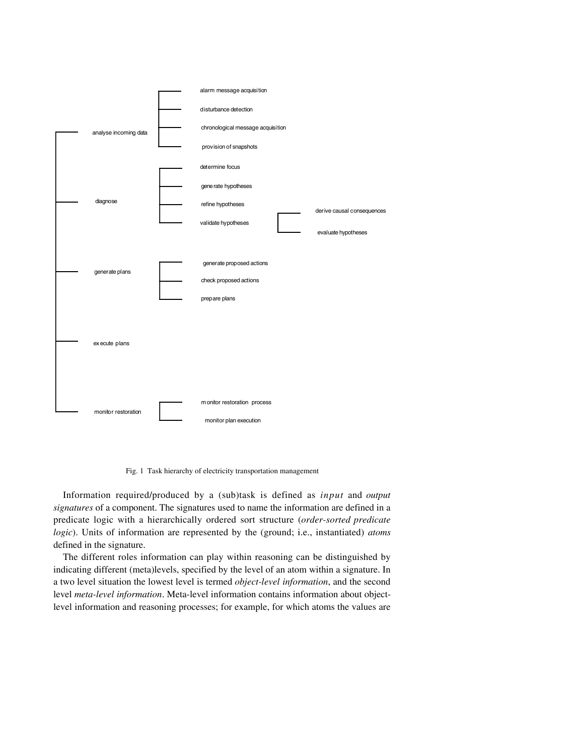- analyse incoming data
  - alarm message acquisition
  - disturbance detection
  - chronological message acquisition
  - provision of snapshots
- diagnose
  - determine focus
  - generate hypotheses
  - refine hypotheses
  - validate hypotheses
    - derive causal consequences
    - evaluate hypotheses
- generate plans
  - generate proposed actions
  - check proposed actions
  - prepare plans
- execute plans
- monitor restoration
  - monitor restoration process
  - monitor plan execution

Fig. 1 Task hierarchy of electricity transportation management

Information required/produced by a (sub)task is defined as *input* and *output signatures* of a component. The signatures used to name the information are defined in a predicate logic with a hierarchically ordered sort structure (*order-sorted predicate logic*). Units of information are represented by the (ground; i.e., instantiated) *atoms* defined in the signature.

The different roles information can play within reasoning can be distinguished by indicating different (meta)levels, specified by the level of an atom within a signature. In a two level situation the lowest level is termed *object-level information*, and the second level *meta-level information*. Meta-level information contains information about object-level information and reasoning processes; for example, for which atoms the values are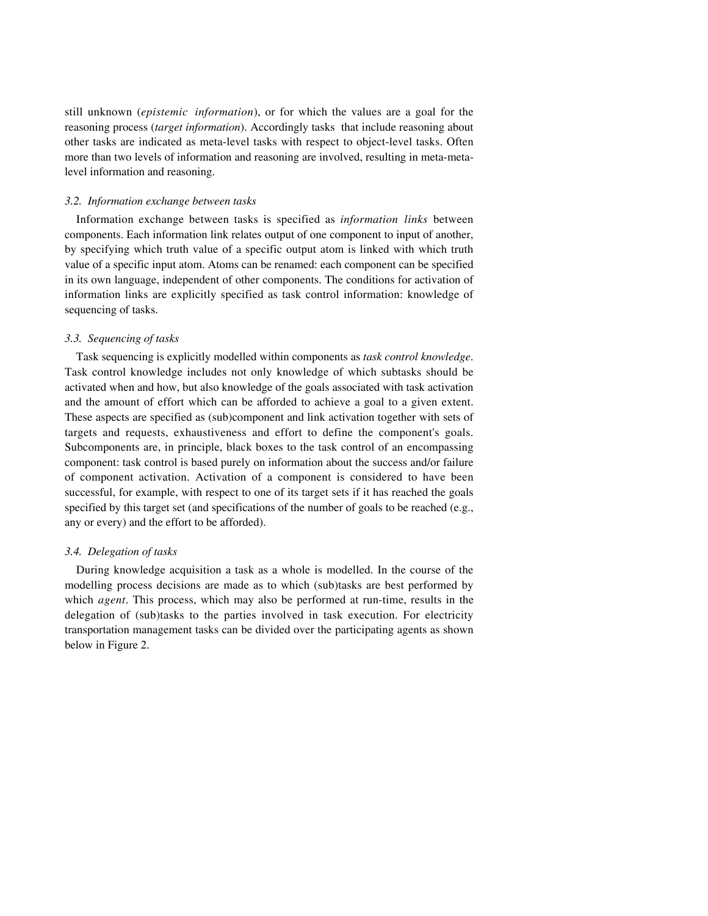still unknown (*epistemic information*), or for which the values are a goal for the reasoning process (*target information*). Accordingly tasks that include reasoning about other tasks are indicated as meta-level tasks with respect to object-level tasks. Often more than two levels of information and reasoning are involved, resulting in meta-meta-level information and reasoning.

### *3.2. Information exchange between tasks*

Information exchange between tasks is specified as *information links* between components. Each information link relates output of one component to input of another, by specifying which truth value of a specific output atom is linked with which truth value of a specific input atom. Atoms can be renamed: each component can be specified in its own language, independent of other components. The conditions for activation of information links are explicitly specified as task control information: knowledge of sequencing of tasks.

### *3.3. Sequencing of tasks*

Task sequencing is explicitly modelled within components as *task control knowledge*. Task control knowledge includes not only knowledge of which subtasks should be activated when and how, but also knowledge of the goals associated with task activation and the amount of effort which can be afforded to achieve a goal to a given extent. These aspects are specified as (sub)component and link activation together with sets of targets and requests, exhaustiveness and effort to define the component's goals. Subcomponents are, in principle, black boxes to the task control of an encompassing component: task control is based purely on information about the success and/or failure of component activation. Activation of a component is considered to have been successful, for example, with respect to one of its target sets if it has reached the goals specified by this target set (and specifications of the number of goals to be reached (e.g., any or every) and the effort to be afforded).

### *3.4. Delegation of tasks*

During knowledge acquisition a task as a whole is modelled. In the course of the modelling process decisions are made as to which (sub)tasks are best performed by which *agent*. This process, which may also be performed at run-time, results in the delegation of (sub)tasks to the parties involved in task execution. For electricity transportation management tasks can be divided over the participating agents as shown below in Figure 2.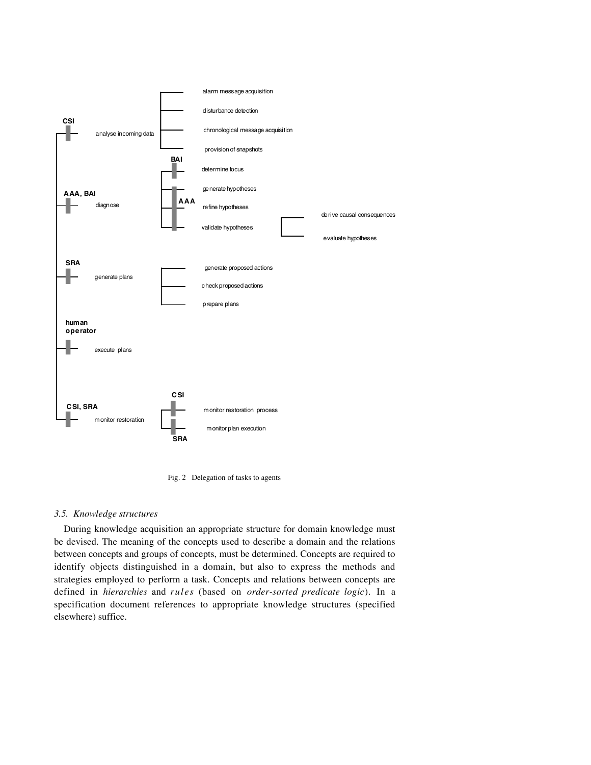- **CSI** — analyse incoming data
  - alarm message acquisition
  - disturbance detection
  - chronological message acquisition
  - provision of snapshots
- **AAA, BAI** — diagnose
  - **BAI** — determine focus
  - **AAA** — generate hypotheses
  - **AAA** — refine hypotheses
  - **AAA** — validate hypotheses
    - derive causal consequences
    - evaluate hypotheses
- **SRA** — generate plans
  - generate proposed actions
  - check proposed actions
  - prepare plans
- **human operator** — execute plans
- **CSI, SRA** — monitor restoration
  - **CSI** — monitor restoration process
  - **SRA** — monitor plan execution

Fig. 2 Delegation of tasks to agents

### *3.5. Knowledge structures*

During knowledge acquisition an appropriate structure for domain knowledge must be devised. The meaning of the concepts used to describe a domain and the relations between concepts and groups of concepts, must be determined. Concepts are required to identify objects distinguished in a domain, but also to express the methods and strategies employed to perform a task. Concepts and relations between concepts are defined in *hierarchies* and *rules* (based on *order-sorted predicate logic*). In a specification document references to appropriate knowledge structures (specified elsewhere) suffice.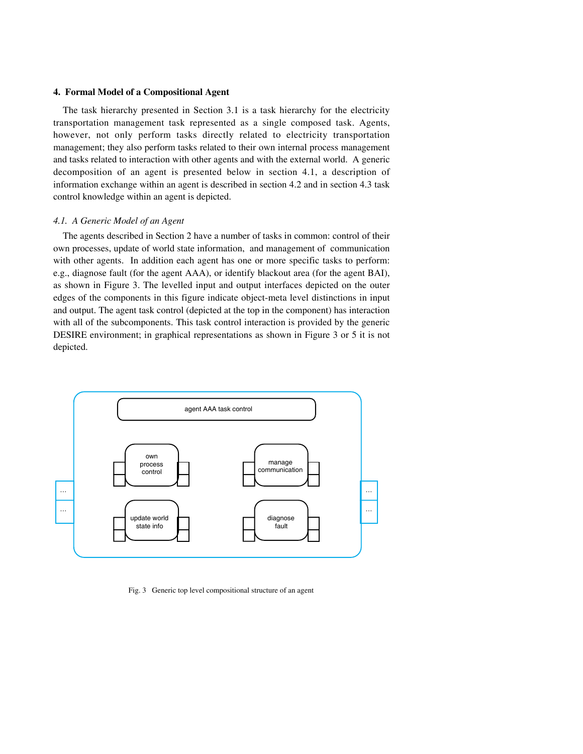## 4. Formal Model of a Compositional Agent

The task hierarchy presented in Section 3.1 is a task hierarchy for the electricity transportation management task represented as a single composed task. Agents, however, not only perform tasks directly related to electricity transportation management; they also perform tasks related to their own internal process management and tasks related to interaction with other agents and with the external world. A generic decomposition of an agent is presented below in section 4.1, a description of information exchange within an agent is described in section 4.2 and in section 4.3 task control knowledge within an agent is depicted.

### *4.1. A Generic Model of an Agent*

The agents described in Section 2 have a number of tasks in common: control of their own processes, update of world state information, and management of communication with other agents. In addition each agent has one or more specific tasks to perform: e.g., diagnose fault (for the agent AAA), or identify blackout area (for the agent BAI), as shown in Figure 3. The levelled input and output interfaces depicted on the outer edges of the components in this figure indicate object-meta level distinctions in input and output. The agent task control (depicted at the top in the component) has interaction with all of the subcomponents. This task control interaction is provided by the generic DESIRE environment; in graphical representations as shown in Figure 3 or 5 it is not depicted.

agent AAA task control

own process control

manage communication

update world state info

diagnose fault

Fig. 3 Generic top level compositional structure of an agent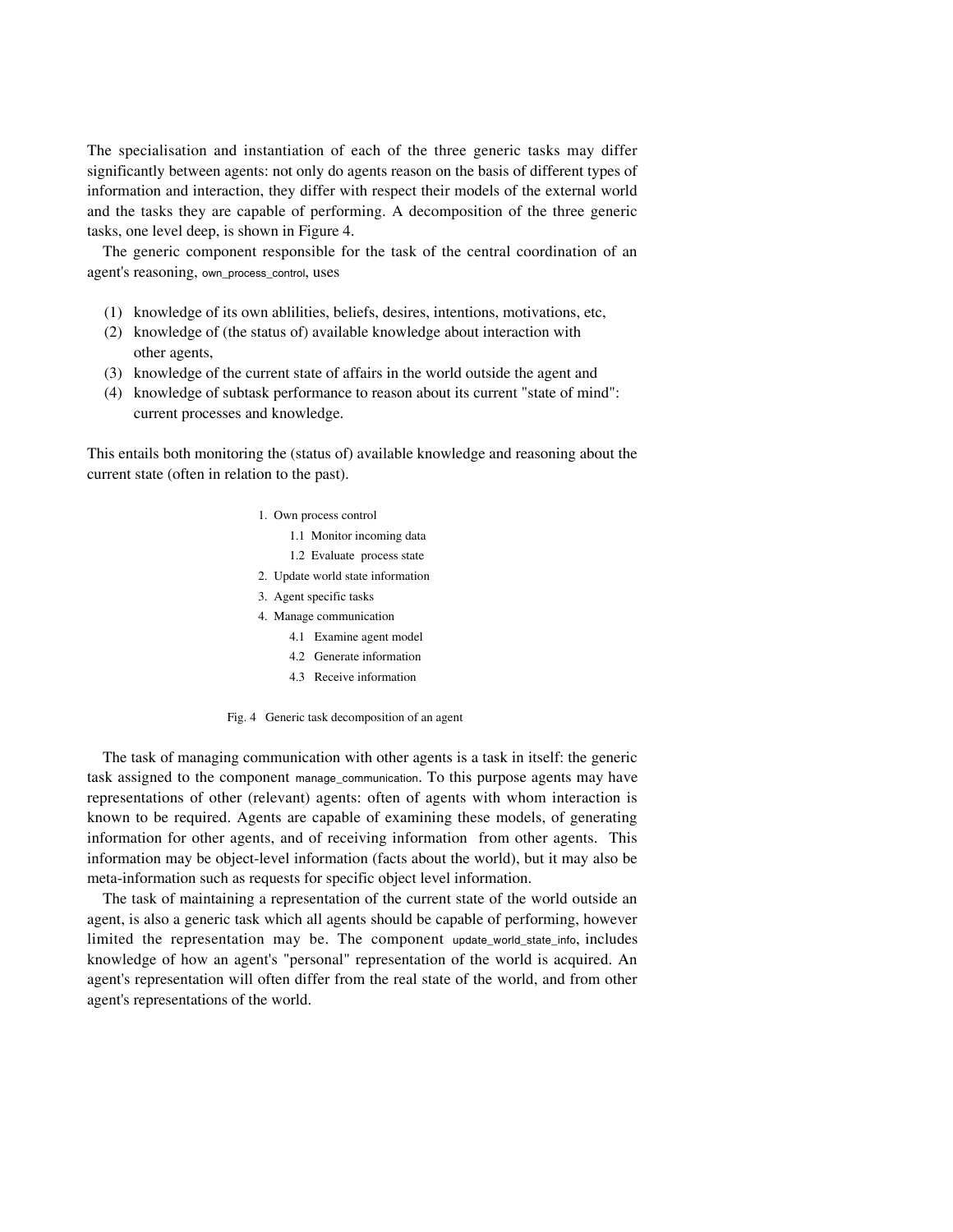The specialisation and instantiation of each of the three generic tasks may differ significantly between agents: not only do agents reason on the basis of different types of information and interaction, they differ with respect their models of the external world and the tasks they are capable of performing. A decomposition of the three generic tasks, one level deep, is shown in Figure 4.

The generic component responsible for the task of the central coordination of an agent's reasoning, own_process_control, uses

(1) knowledge of its own ablilities, beliefs, desires, intentions, motivations, etc,
(2) knowledge of (the status of) available knowledge about interaction with other agents,
(3) knowledge of the current state of affairs in the world outside the agent and
(4) knowledge of subtask performance to reason about its current "state of mind": current processes and knowledge.

This entails both monitoring the (status of) available knowledge and reasoning about the current state (often in relation to the past).

1. Own process control
    1.1 Monitor incoming data
    1.2 Evaluate process state
2. Update world state information
3. Agent specific tasks
4. Manage communication
    4.1 Examine agent model
    4.2 Generate information
    4.3 Receive information

Fig. 4 Generic task decomposition of an agent

The task of managing communication with other agents is a task in itself: the generic task assigned to the component manage_communication. To this purpose agents may have representations of other (relevant) agents: often of agents with whom interaction is known to be required. Agents are capable of examining these models, of generating information for other agents, and of receiving information from other agents. This information may be object-level information (facts about the world), but it may also be meta-information such as requests for specific object level information.

The task of maintaining a representation of the current state of the world outside an agent, is also a generic task which all agents should be capable of performing, however limited the representation may be. The component update_world_state_info, includes knowledge of how an agent's "personal" representation of the world is acquired. An agent's representation will often differ from the real state of the world, and from other agent's representations of the world.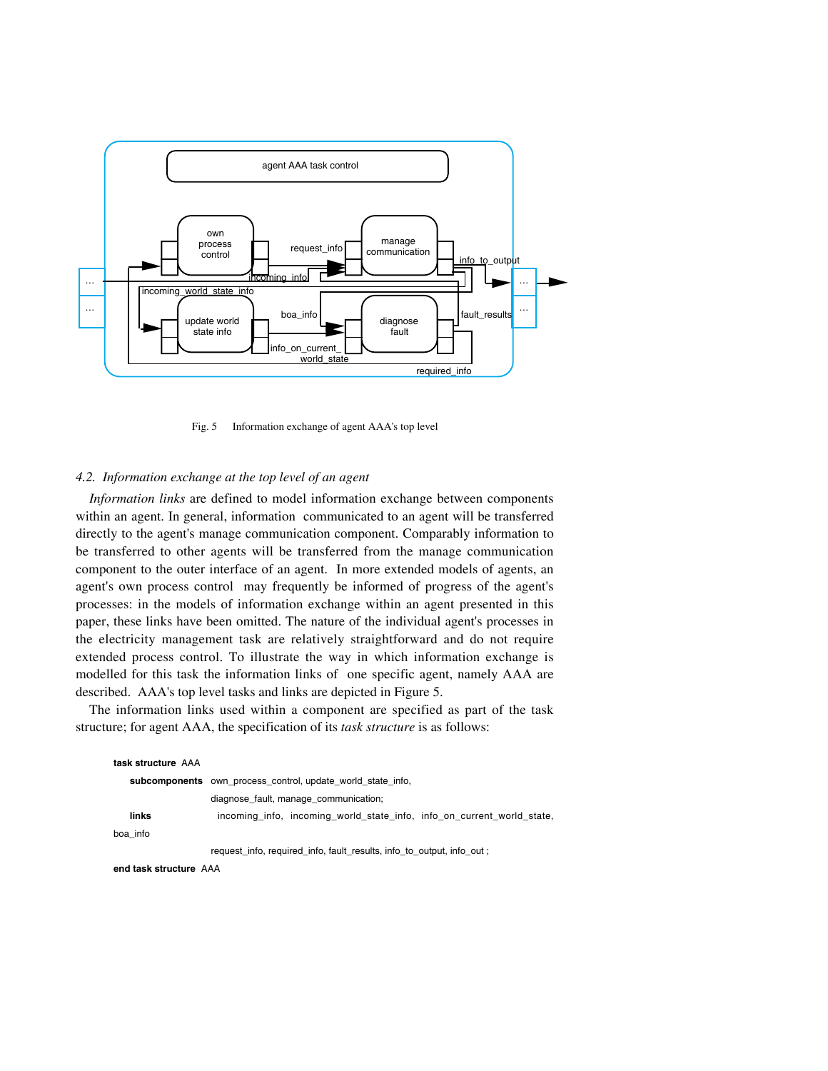Fig. 5 Information exchange of agent AAA's top level

### 4.2. *Information exchange at the top level of an agent*

*Information links* are defined to model information exchange between components within an agent. In general, information communicated to an agent will be transferred directly to the agent's manage communication component. Comparably information to be transferred to other agents will be transferred from the manage communication component to the outer interface of an agent. In more extended models of agents, an agent's own process control may frequently be informed of progress of the agent's processes: in the models of information exchange within an agent presented in this paper, these links have been omitted. The nature of the individual agent's processes in the electricity management task are relatively straightforward and do not require extended process control. To illustrate the way in which information exchange is modelled for this task the information links of one specific agent, namely AAA are described. AAA's top level tasks and links are depicted in Figure 5.

The information links used within a component are specified as part of the task structure; for agent AAA, the specification of its *task structure* is as follows:

**task structure** AAA
  **subcomponents** own_process_control, update_world_state_info,
  diagnose_fault, manage_communication;
  **links** incoming_info, incoming_world_state_info, info_on_current_world_state, boa_info
  request_info, required_info, fault_results, info_to_output, info_out ;
**end task structure** AAA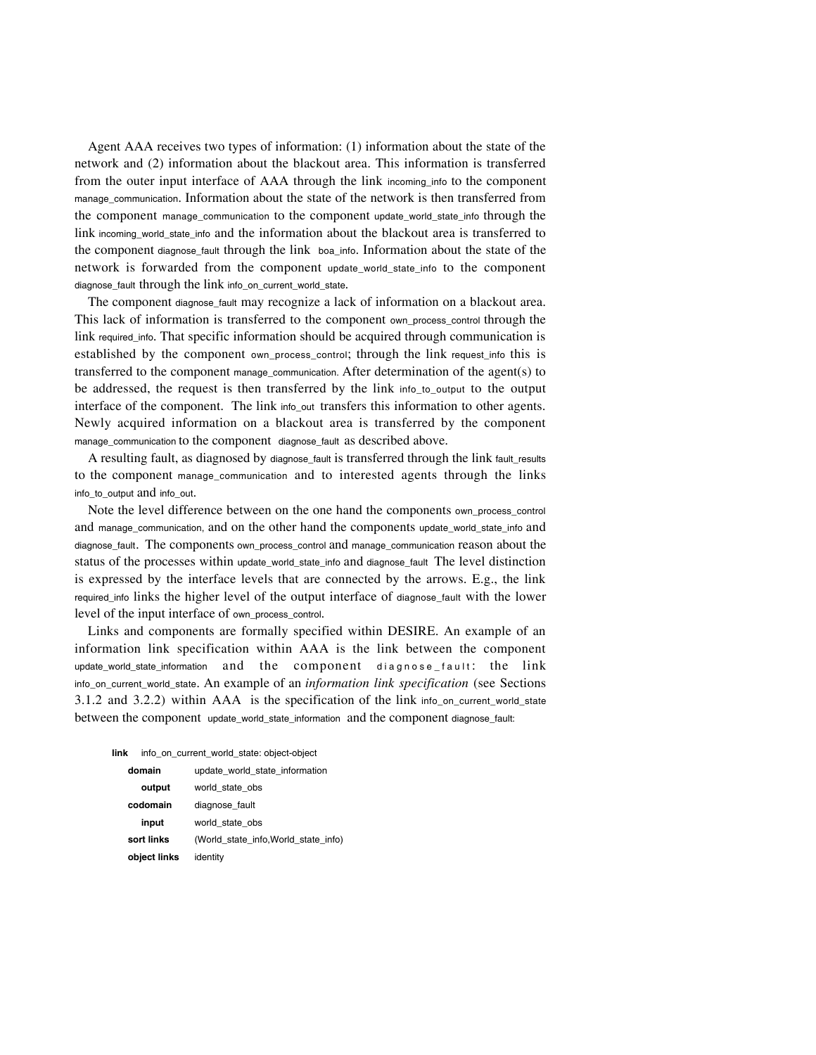Agent AAA receives two types of information: (1) information about the state of the network and (2) information about the blackout area. This information is transferred from the outer input interface of AAA through the link incoming_info to the component manage_communication. Information about the state of the network is then transferred from the component manage_communication to the component update_world_state_info through the link incoming_world_state_info and the information about the blackout area is transferred to the component diagnose_fault through the link boa_info. Information about the state of the network is forwarded from the component update_world_state_info to the component diagnose_fault through the link info_on_current_world_state.

The component diagnose_fault may recognize a lack of information on a blackout area. This lack of information is transferred to the component own_process_control through the link required_info. That specific information should be acquired through communication is established by the component own_process_control; through the link request_info this is transferred to the component manage_communication. After determination of the agent(s) to be addressed, the request is then transferred by the link info_to_output to the output interface of the component. The link info_out transfers this information to other agents. Newly acquired information on a blackout area is transferred by the component manage_communication to the component diagnose_fault as described above.

A resulting fault, as diagnosed by diagnose_fault is transferred through the link fault_results to the component manage_communication and to interested agents through the links info_to_output and info_out.

Note the level difference between on the one hand the components own_process_control and manage_communication, and on the other hand the components update_world_state_info and diagnose_fault. The components own_process_control and manage_communication reason about the status of the processes within update_world_state_info and diagnose_fault The level distinction is expressed by the interface levels that are connected by the arrows. E.g., the link required_info links the higher level of the output interface of diagnose_fault with the lower level of the input interface of own_process_control.

Links and components are formally specified within DESIRE. An example of an information link specification within AAA is the link between the component update_world_state_information and the component diagnose_fault: the link info_on_current_world_state. An example of an *information link specification* (see Sections 3.1.2 and 3.2.2) within AAA is the specification of the link info_on_current_world_state between the component update_world_state_information and the component diagnose_fault:

```
link    info_on_current_world_state: object-object
  domain        update_world_state_information
    output      world_state_obs
  codomain      diagnose_fault
    input       world_state_obs
  sort links    (World_state_info,World_state_info)
  object links  identity
```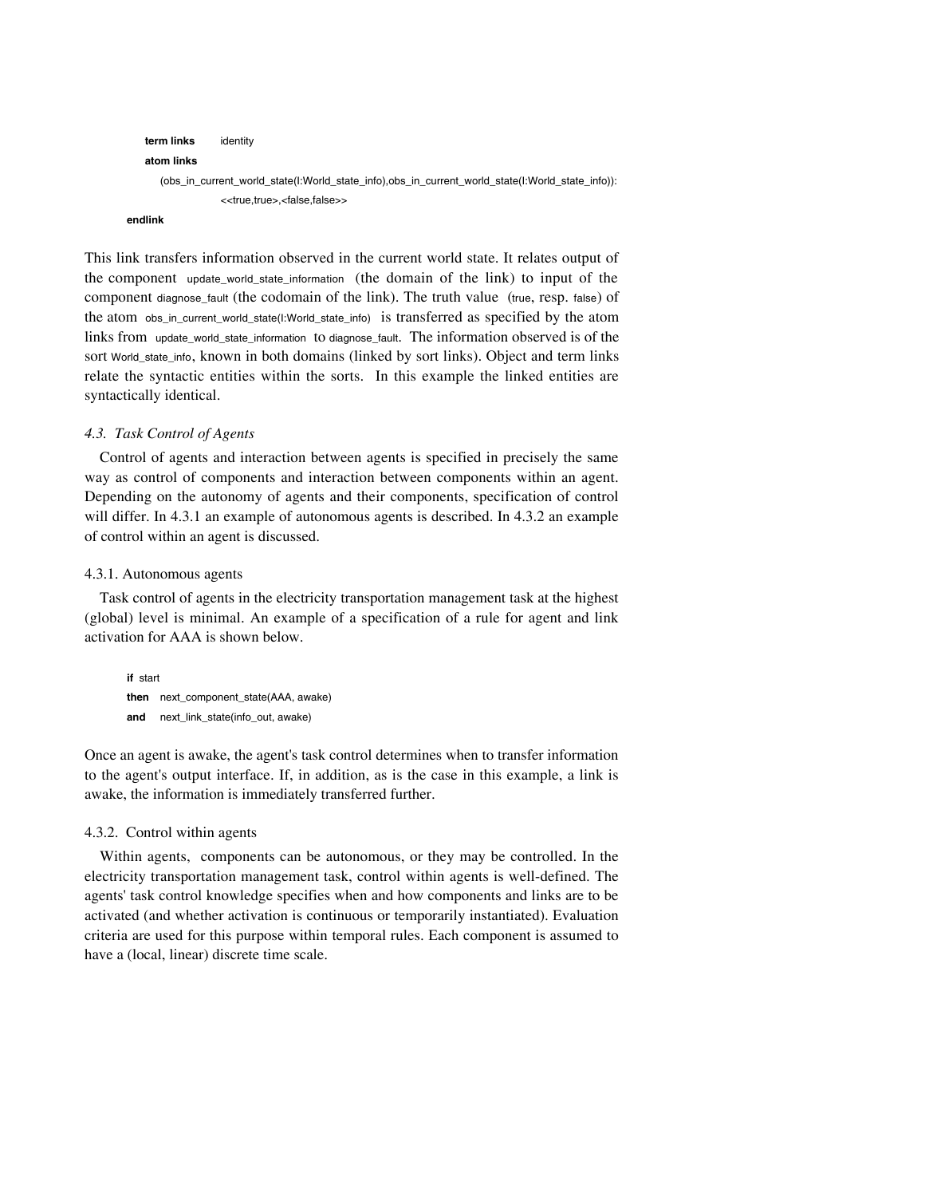```
    term links    identity
    atom links
        (obs_in_current_world_state(I:World_state_info),obs_in_current_world_state(I:World_state_info)):
                  <<true,true>,<false,false>>
endlink
```

This link transfers information observed in the current world state. It relates output of the component update_world_state_information (the domain of the link) to input of the component diagnose_fault (the codomain of the link). The truth value (true, resp. false) of the atom obs_in_current_world_state(I:World_state_info) is transferred as specified by the atom links from update_world_state_information to diagnose_fault. The information observed is of the sort World_state_info, known in both domains (linked by sort links). Object and term links relate the syntactic entities within the sorts. In this example the linked entities are syntactically identical.

### *4.3. Task Control of Agents*

Control of agents and interaction between agents is specified in precisely the same way as control of components and interaction between components within an agent. Depending on the autonomy of agents and their components, specification of control will differ. In 4.3.1 an example of autonomous agents is described. In 4.3.2 an example of control within an agent is discussed.

#### 4.3.1. Autonomous agents

Task control of agents in the electricity transportation management task at the highest (global) level is minimal. An example of a specification of a rule for agent and link activation for AAA is shown below.

```
if   start
then next_component_state(AAA, awake)
and  next_link_state(info_out, awake)
```

Once an agent is awake, the agent's task control determines when to transfer information to the agent's output interface. If, in addition, as is the case in this example, a link is awake, the information is immediately transferred further.

#### 4.3.2. Control within agents

Within agents, components can be autonomous, or they may be controlled. In the electricity transportation management task, control within agents is well-defined. The agents' task control knowledge specifies when and how components and links are to be activated (and whether activation is continuous or temporarily instantiated). Evaluation criteria are used for this purpose within temporal rules. Each component is assumed to have a (local, linear) discrete time scale.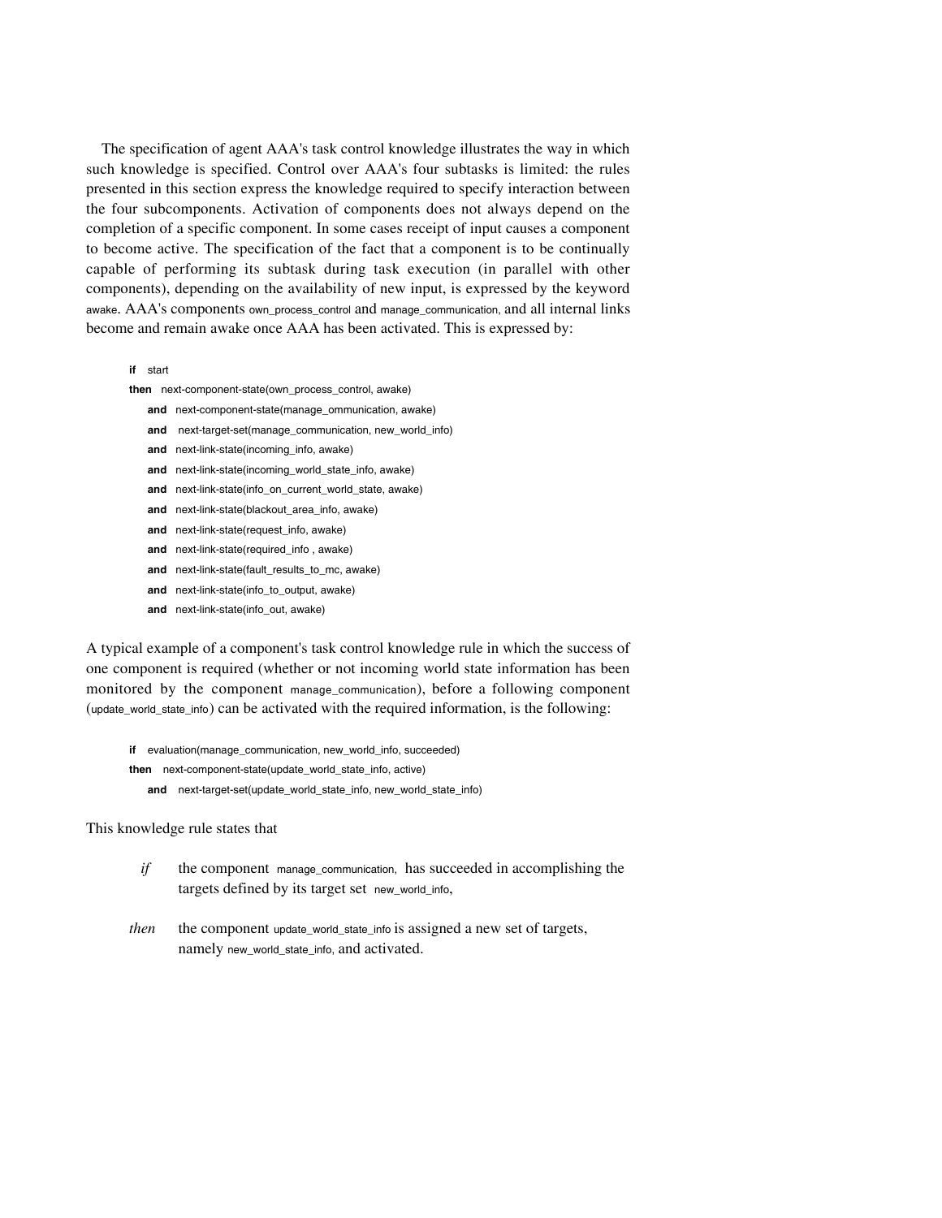The specification of agent AAA's task control knowledge illustrates the way in which such knowledge is specified. Control over AAA's four subtasks is limited: the rules presented in this section express the knowledge required to specify interaction between the four subcomponents. Activation of components does not always depend on the completion of a specific component. In some cases receipt of input causes a component to become active. The specification of the fact that a component is to be continually capable of performing its subtask during task execution (in parallel with other components), depending on the availability of new input, is expressed by the keyword awake. AAA's components own_process_control and manage_communication, and all internal links become and remain awake once AAA has been activated. This is expressed by:

```
if   start
then   next-component-state(own_process_control, awake)
    and   next-component-state(manage_ommunication, awake)
    and   next-target-set(manage_communication, new_world_info)
    and   next-link-state(incoming_info, awake)
    and   next-link-state(incoming_world_state_info, awake)
    and   next-link-state(info_on_current_world_state, awake)
    and   next-link-state(blackout_area_info, awake)
    and   next-link-state(request_info, awake)
    and   next-link-state(required_info , awake)
    and   next-link-state(fault_results_to_mc, awake)
    and   next-link-state(info_to_output, awake)
    and   next-link-state(info_out, awake)
```

A typical example of a component's task control knowledge rule in which the success of one component is required (whether or not incoming world state information has been monitored by the component manage_communication), before a following component (update_world_state_info) can be activated with the required information, is the following:

```
if   evaluation(manage_communication, new_world_info, succeeded)
then   next-component-state(update_world_state_info, active)
    and   next-target-set(update_world_state_info, new_world_state_info)
```

This knowledge rule states that

*if* the component manage_communication, has succeeded in accomplishing the targets defined by its target set new_world_info,

*then* the component update_world_state_info is assigned a new set of targets, namely new_world_state_info, and activated.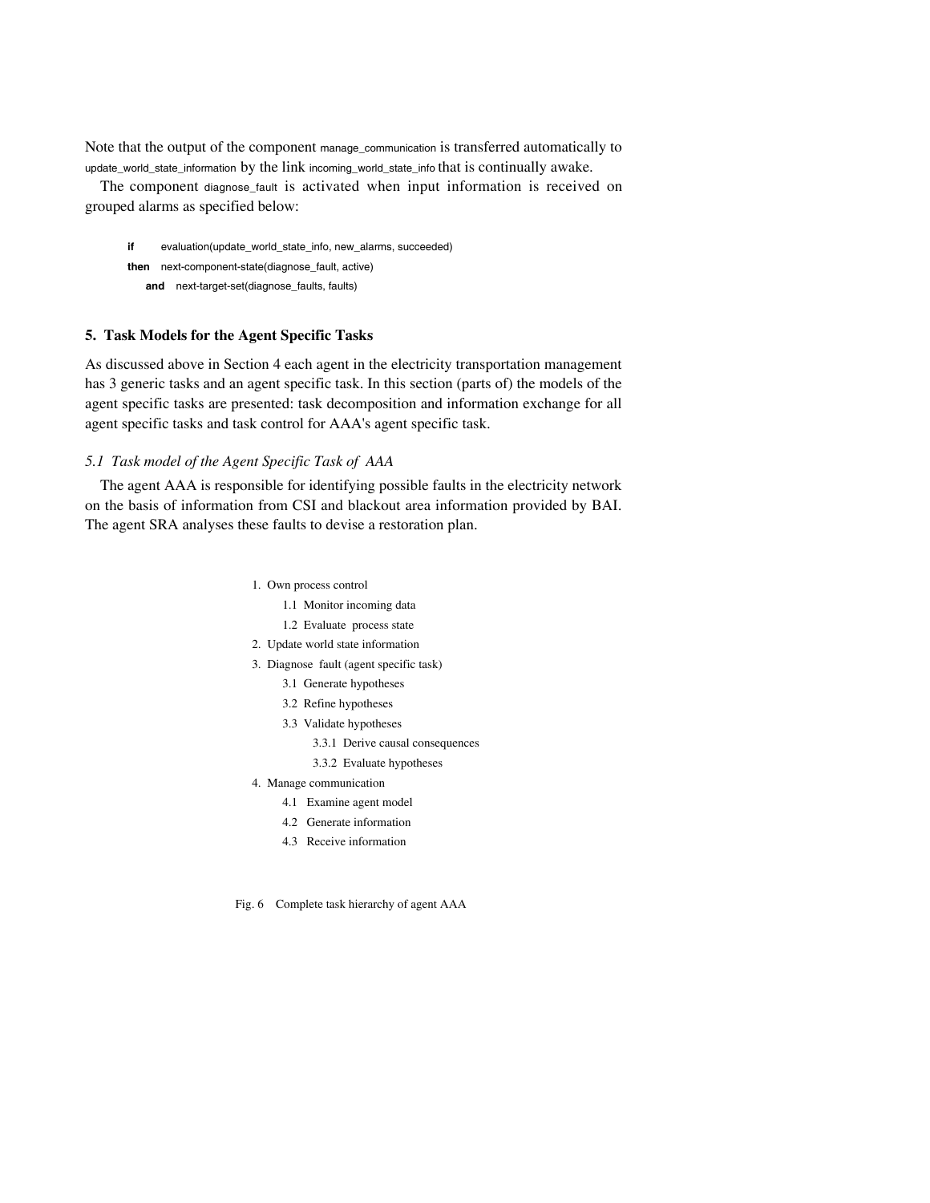Note that the output of the component manage_communication is transferred automatically to update_world_state_information by the link incoming_world_state_info that is continually awake.

The component diagnose_fault is activated when input information is received on grouped alarms as specified below:

```
if      evaluation(update_world_state_info, new_alarms, succeeded)
then    next-component-state(diagnose_fault, active)
    and    next-target-set(diagnose_faults, faults)
```

## 5. Task Models for the Agent Specific Tasks

As discussed above in Section 4 each agent in the electricity transportation management has 3 generic tasks and an agent specific task. In this section (parts of) the models of the agent specific tasks are presented: task decomposition and information exchange for all agent specific tasks and task control for AAA's agent specific task.

### *5.1 Task model of the Agent Specific Task of AAA*

The agent AAA is responsible for identifying possible faults in the electricity network on the basis of information from CSI and blackout area information provided by BAI. The agent SRA analyses these faults to devise a restoration plan.

1. Own process control
    - 1.1 Monitor incoming data
    - 1.2 Evaluate process state
2. Update world state information
3. Diagnose fault (agent specific task)
    - 3.1 Generate hypotheses
    - 3.2 Refine hypotheses
    - 3.3 Validate hypotheses
        - 3.3.1 Derive causal consequences
        - 3.3.2 Evaluate hypotheses
4. Manage communication
    - 4.1 Examine agent model
    - 4.2 Generate information
    - 4.3 Receive information

Fig. 6 Complete task hierarchy of agent AAA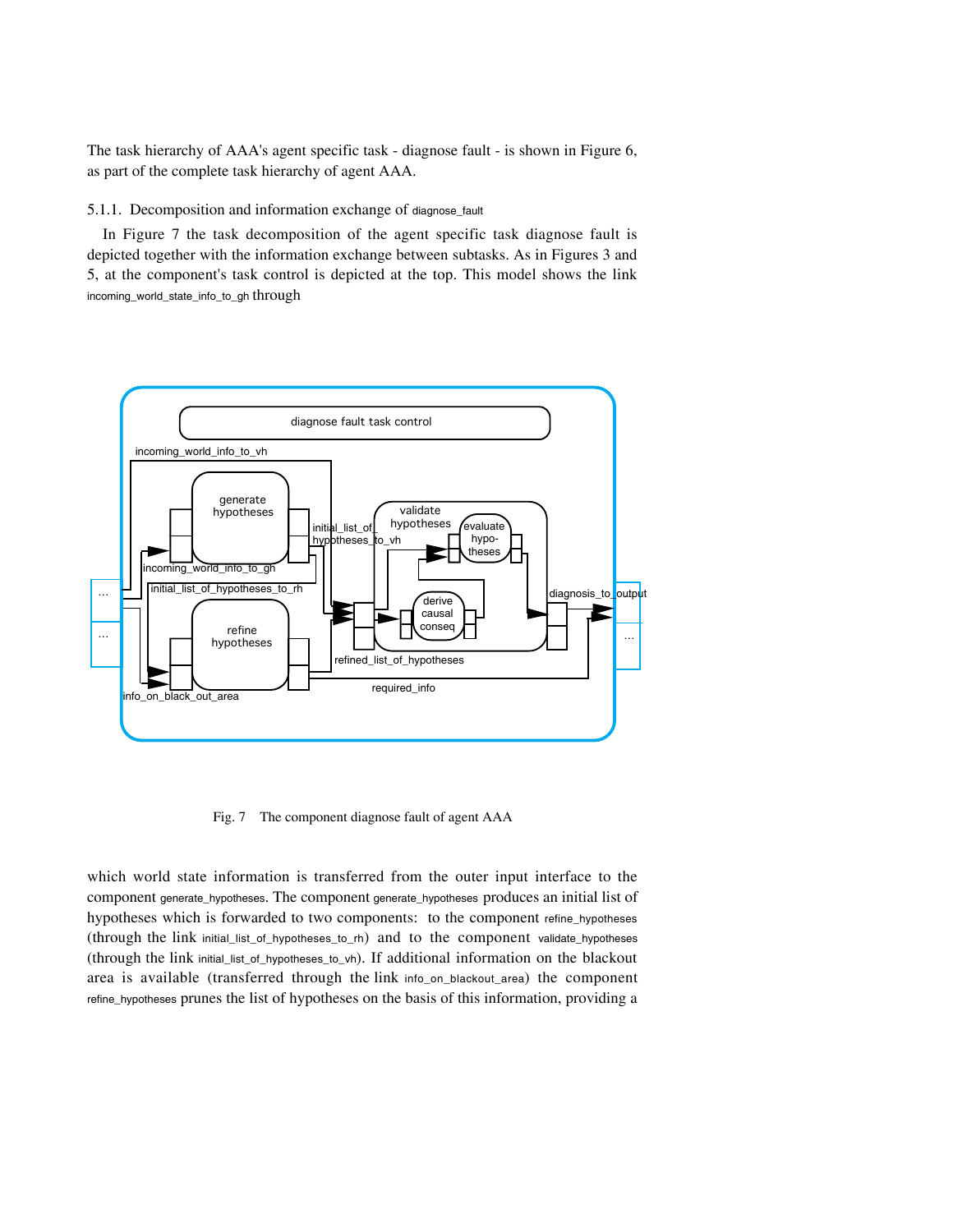The task hierarchy of AAA's agent specific task - diagnose fault - is shown in Figure 6, as part of the complete task hierarchy of agent AAA.

### 5.1.1. Decomposition and information exchange of diagnose_fault

In Figure 7 the task decomposition of the agent specific task diagnose fault is depicted together with the information exchange between subtasks. As in Figures 3 and 5, at the component's task control is depicted at the top. This model shows the link incoming_world_state_info_to_gh through

Fig. 7 The component diagnose fault of agent AAA

which world state information is transferred from the outer input interface to the component generate_hypotheses. The component generate_hypotheses produces an initial list of hypotheses which is forwarded to two components: to the component refine_hypotheses (through the link initial_list_of_hypotheses_to_rh) and to the component validate_hypotheses (through the link initial_list_of_hypotheses_to_vh). If additional information on the blackout area is available (transferred through the link info_on_blackout_area) the component refine_hypotheses prunes the list of hypotheses on the basis of this information, providing a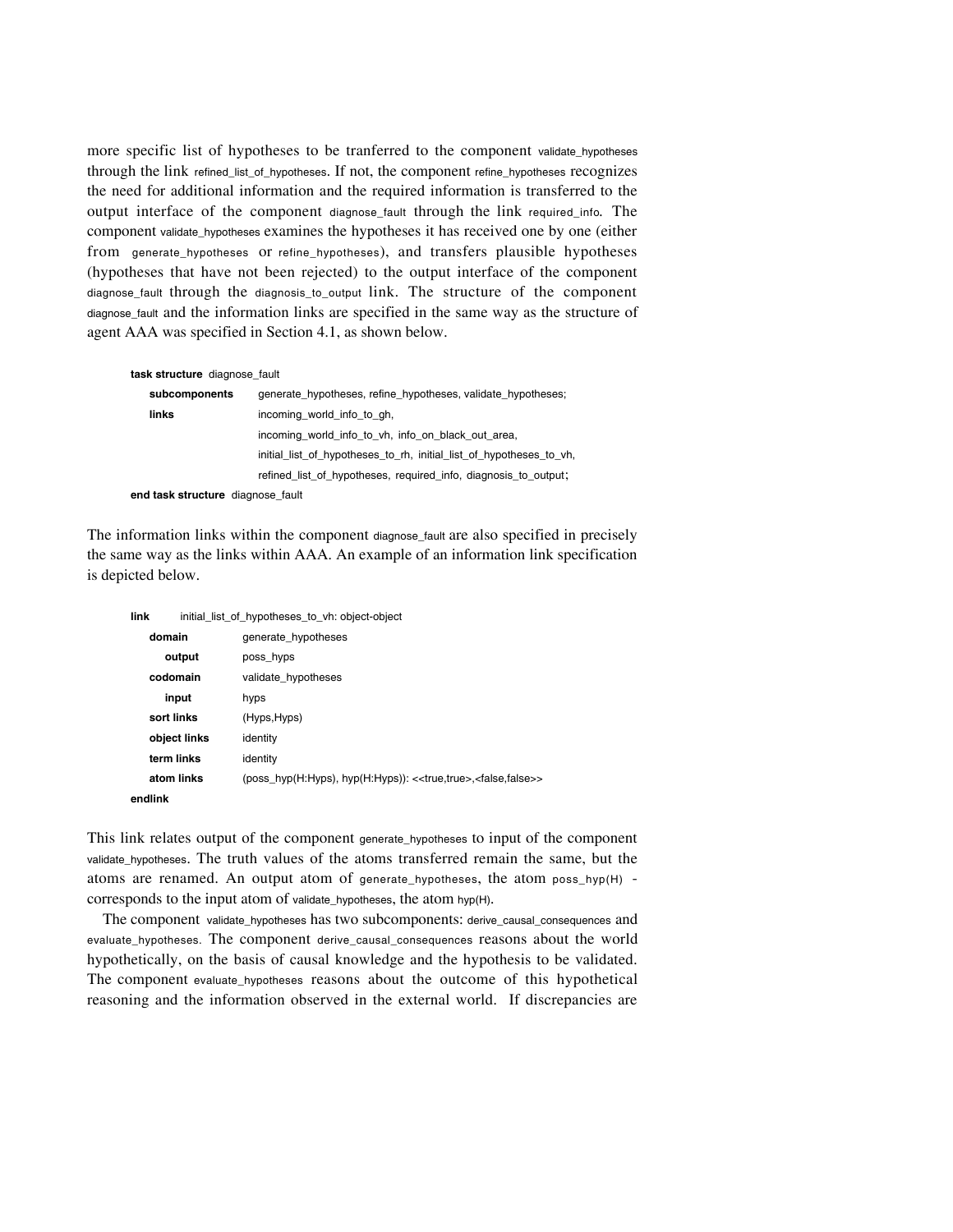more specific list of hypotheses to be tranferred to the component validate_hypotheses through the link refined_list_of_hypotheses. If not, the component refine_hypotheses recognizes the need for additional information and the required information is transferred to the output interface of the component diagnose_fault through the link required_info. The component validate_hypotheses examines the hypotheses it has received one by one (either from generate_hypotheses or refine_hypotheses), and transfers plausible hypotheses (hypotheses that have not been rejected) to the output interface of the component diagnose_fault through the diagnosis_to_output link. The structure of the component diagnose_fault and the information links are specified in the same way as the structure of agent AAA was specified in Section 4.1, as shown below.

```
task structure  diagnose_fault
    subcomponents    generate_hypotheses, refine_hypotheses, validate_hypotheses;
    links            incoming_world_info_to_gh,
                     incoming_world_info_to_vh, info_on_black_out_area,
                     initial_list_of_hypotheses_to_rh, initial_list_of_hypotheses_to_vh,
                     refined_list_of_hypotheses, required_info, diagnosis_to_output;
end task structure  diagnose_fault
```

The information links within the component diagnose_fault are also specified in precisely the same way as the links within AAA. An example of an information link specification is depicted below.

```
link        initial_list_of_hypotheses_to_vh: object-object
    domain          generate_hypotheses
        output      poss_hyps
    codomain        validate_hypotheses
        input       hyps
    sort links      (Hyps,Hyps)
    object links    identity
    term links      identity
    atom links      (poss_hyp(H:Hyps), hyp(H:Hyps)): <<true,true>,<false,false>>
endlink
```

This link relates output of the component generate_hypotheses to input of the component validate_hypotheses. The truth values of the atoms transferred remain the same, but the atoms are renamed. An output atom of generate_hypotheses, the atom poss_hyp(H) - corresponds to the input atom of validate_hypotheses, the atom hyp(H).

The component validate_hypotheses has two subcomponents: derive_causal_consequences and evaluate_hypotheses. The component derive_causal_consequences reasons about the world hypothetically, on the basis of causal knowledge and the hypothesis to be validated. The component evaluate_hypotheses reasons about the outcome of this hypothetical reasoning and the information observed in the external world. If discrepancies are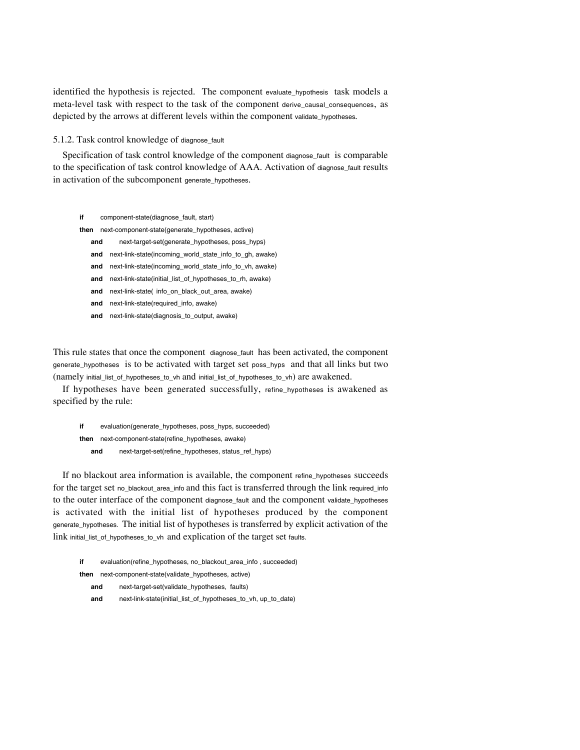identified the hypothesis is rejected. The component evaluate_hypothesis task models a meta-level task with respect to the task of the component derive_causal_consequences, as depicted by the arrows at different levels within the component validate_hypotheses.

### 5.1.2. Task control knowledge of diagnose_fault

Specification of task control knowledge of the component diagnose_fault is comparable to the specification of task control knowledge of AAA. Activation of diagnose_fault results in activation of the subcomponent generate_hypotheses.

```
if      component-state(diagnose_fault, start)
then    next-component-state(generate_hypotheses, active)
   and       next-target-set(generate_hypotheses, poss_hyps)
   and   next-link-state(incoming_world_state_info_to_gh, awake)
   and   next-link-state(incoming_world_state_info_to_vh, awake)
   and   next-link-state(initial_list_of_hypotheses_to_rh, awake)
   and   next-link-state( info_on_black_out_area, awake)
   and   next-link-state(required_info, awake)
   and   next-link-state(diagnosis_to_output, awake)
```

This rule states that once the component diagnose_fault has been activated, the component generate_hypotheses is to be activated with target set poss_hyps and that all links but two (namely initial_list_of_hypotheses_to_vh and initial_list_of_hypotheses_to_vh) are awakened.

If hypotheses have been generated successfully, refine_hypotheses is awakened as specified by the rule:

```
if      evaluation(generate_hypotheses, poss_hyps, succeeded)
then    next-component-state(refine_hypotheses, awake)
   and       next-target-set(refine_hypotheses, status_ref_hyps)
```

If no blackout area information is available, the component refine_hypotheses succeeds for the target set no_blackout_area_info and this fact is transferred through the link required_info to the outer interface of the component diagnose_fault and the component validate_hypotheses is activated with the initial list of hypotheses produced by the component generate_hypotheses. The initial list of hypotheses is transferred by explicit activation of the link initial_list_of_hypotheses_to_vh and explication of the target set faults.

```
if      evaluation(refine_hypotheses, no_blackout_area_info , succeeded)
then    next-component-state(validate_hypotheses, active)
   and       next-target-set(validate_hypotheses,  faults)
   and       next-link-state(initial_list_of_hypotheses_to_vh, up_to_date)
```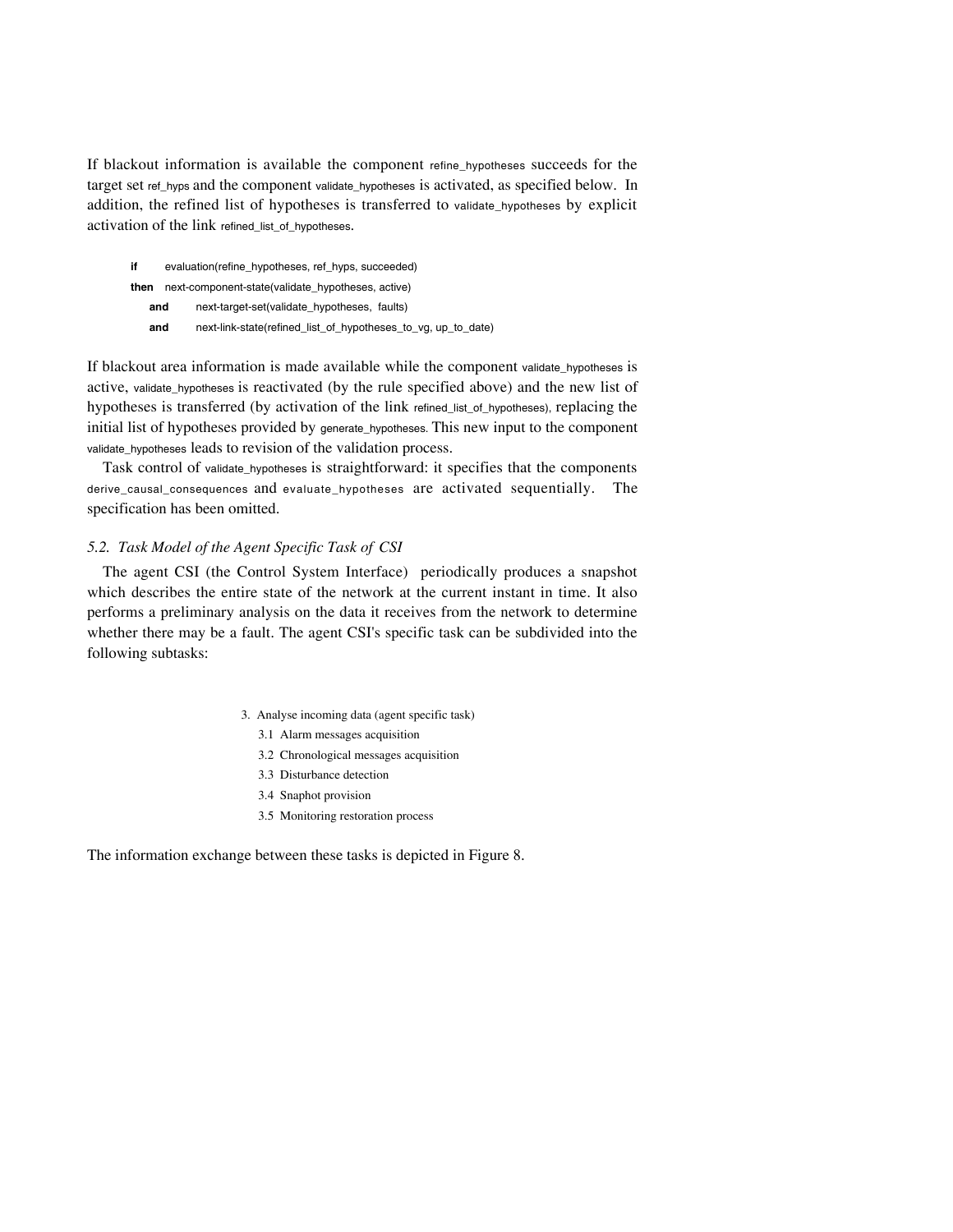If blackout information is available the component refine_hypotheses succeeds for the target set ref_hyps and the component validate_hypotheses is activated, as specified below. In addition, the refined list of hypotheses is transferred to validate_hypotheses by explicit activation of the link refined_list_of_hypotheses.

```
if      evaluation(refine_hypotheses, ref_hyps, succeeded)
then    next-component-state(validate_hypotheses, active)
   and      next-target-set(validate_hypotheses,  faults)
   and      next-link-state(refined_list_of_hypotheses_to_vg, up_to_date)
```

If blackout area information is made available while the component validate_hypotheses is active, validate_hypotheses is reactivated (by the rule specified above) and the new list of hypotheses is transferred (by activation of the link refined_list_of_hypotheses), replacing the initial list of hypotheses provided by generate_hypotheses. This new input to the component validate_hypotheses leads to revision of the validation process.

Task control of validate_hypotheses is straightforward: it specifies that the components derive_causal_consequences and evaluate_hypotheses are activated sequentially. The specification has been omitted.

### *5.2. Task Model of the Agent Specific Task of CSI*

The agent CSI (the Control System Interface) periodically produces a snapshot which describes the entire state of the network at the current instant in time. It also performs a preliminary analysis on the data it receives from the network to determine whether there may be a fault. The agent CSI's specific task can be subdivided into the following subtasks:

3. Analyse incoming data (agent specific task)
    - 3.1 Alarm messages acquisition
    - 3.2 Chronological messages acquisition
    - 3.3 Disturbance detection
    - 3.4 Snaphot provision
    - 3.5 Monitoring restoration process

The information exchange between these tasks is depicted in Figure 8.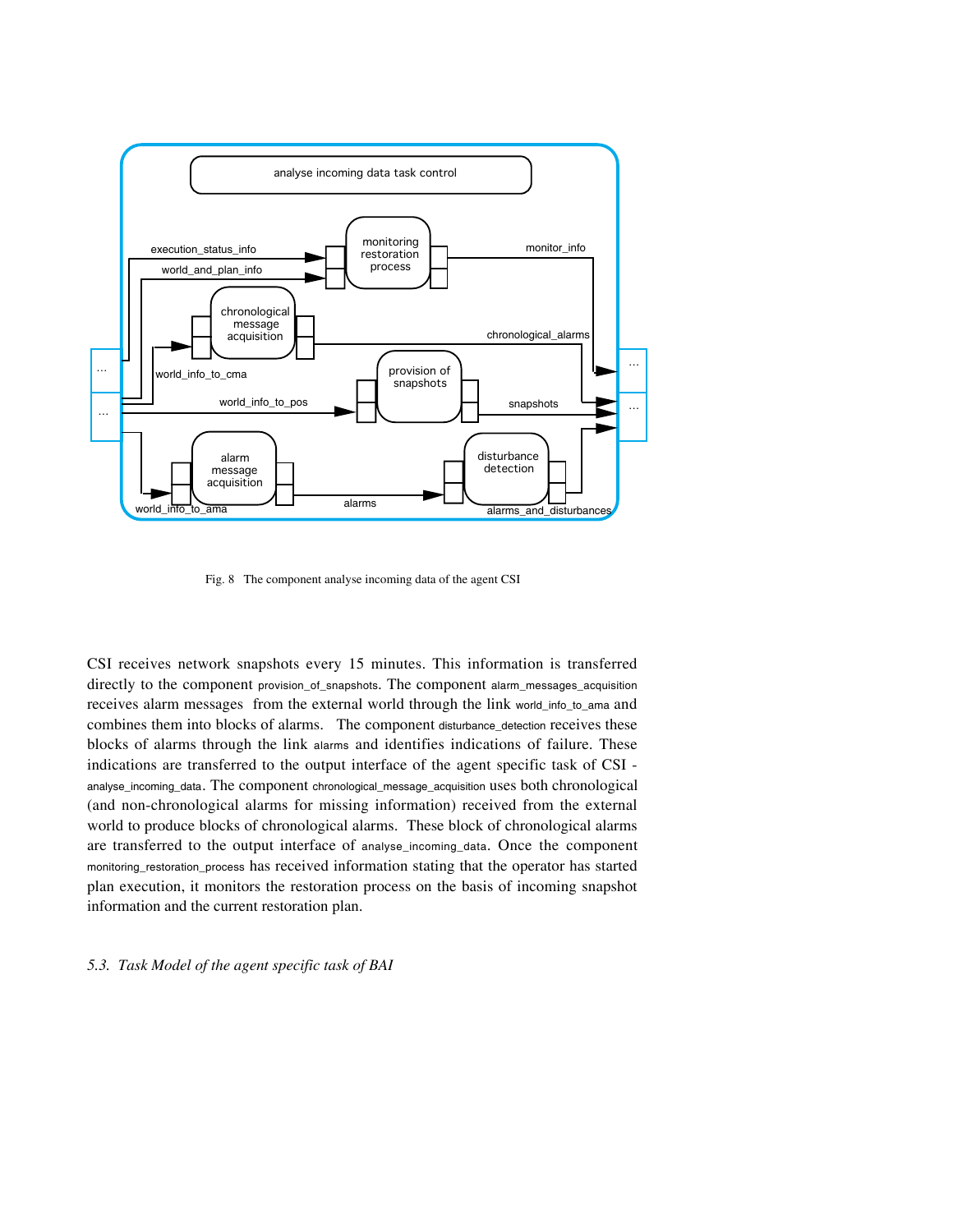Fig. 8 The component analyse incoming data of the agent CSI

CSI receives network snapshots every 15 minutes. This information is transferred directly to the component provision_of_snapshots. The component alarm_messages_acquisition receives alarm messages from the external world through the link world_info_to_ama and combines them into blocks of alarms. The component disturbance_detection receives these blocks of alarms through the link alarms and identifies indications of failure. These indications are transferred to the output interface of the agent specific task of CSI - analyse_incoming_data. The component chronological_message_acquisition uses both chronological (and non-chronological alarms for missing information) received from the external world to produce blocks of chronological alarms. These block of chronological alarms are transferred to the output interface of analyse_incoming_data. Once the component monitoring_restoration_process has received information stating that the operator has started plan execution, it monitors the restoration process on the basis of incoming snapshot information and the current restoration plan.

### *5.3. Task Model of the agent specific task of BAI*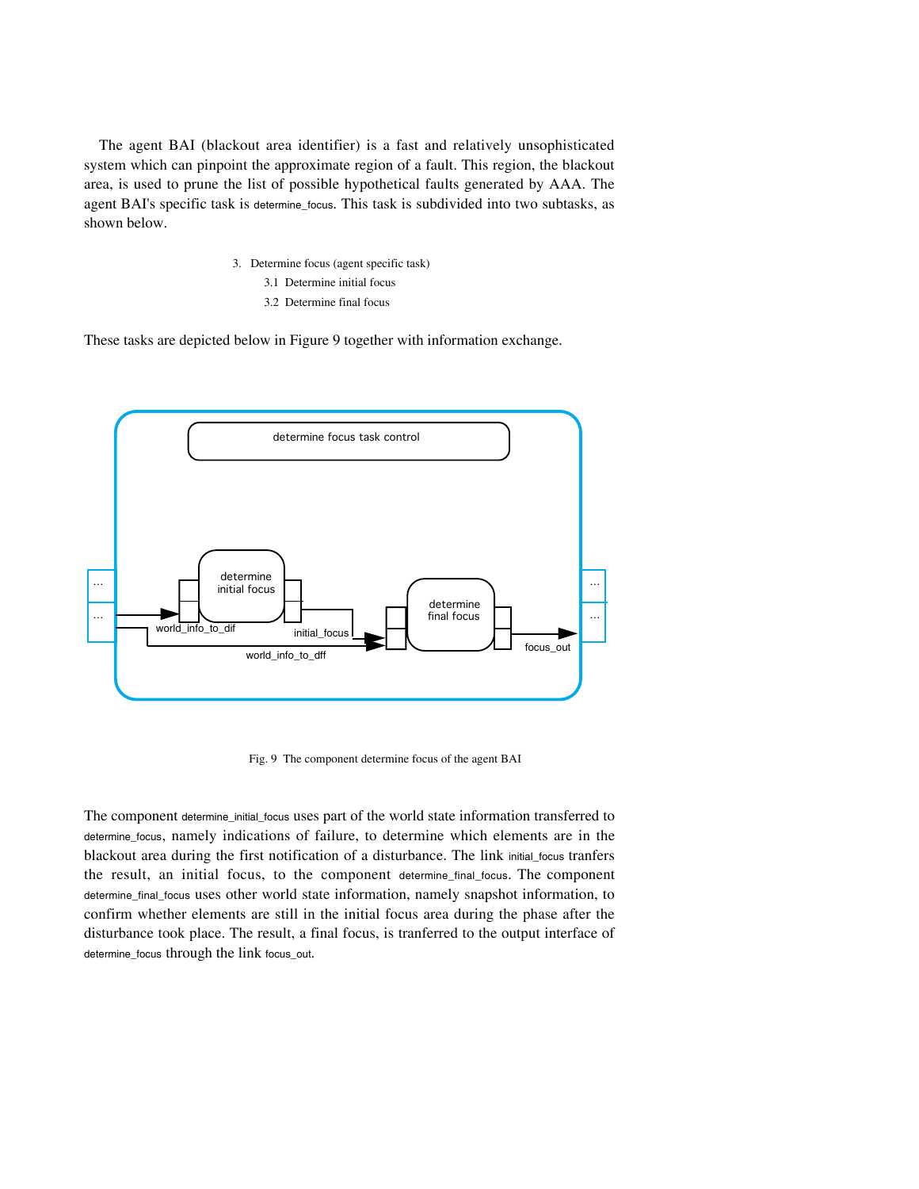The agent BAI (blackout area identifier) is a fast and relatively unsophisticated system which can pinpoint the approximate region of a fault. This region, the blackout area, is used to prune the list of possible hypothetical faults generated by AAA. The agent BAI's specific task is determine_focus. This task is subdivided into two subtasks, as shown below.

3. Determine focus (agent specific task)
   - 3.1 Determine initial focus
   - 3.2 Determine final focus

These tasks are depicted below in Figure 9 together with information exchange.

Fig. 9 The component determine focus of the agent BAI

The component determine_initial_focus uses part of the world state information transferred to determine_focus, namely indications of failure, to determine which elements are in the blackout area during the first notification of a disturbance. The link initial_focus tranfers the result, an initial focus, to the component determine_final_focus. The component determine_final_focus uses other world state information, namely snapshot information, to confirm whether elements are still in the initial focus area during the phase after the disturbance took place. The result, a final focus, is tranferred to the output interface of determine_focus through the link focus_out.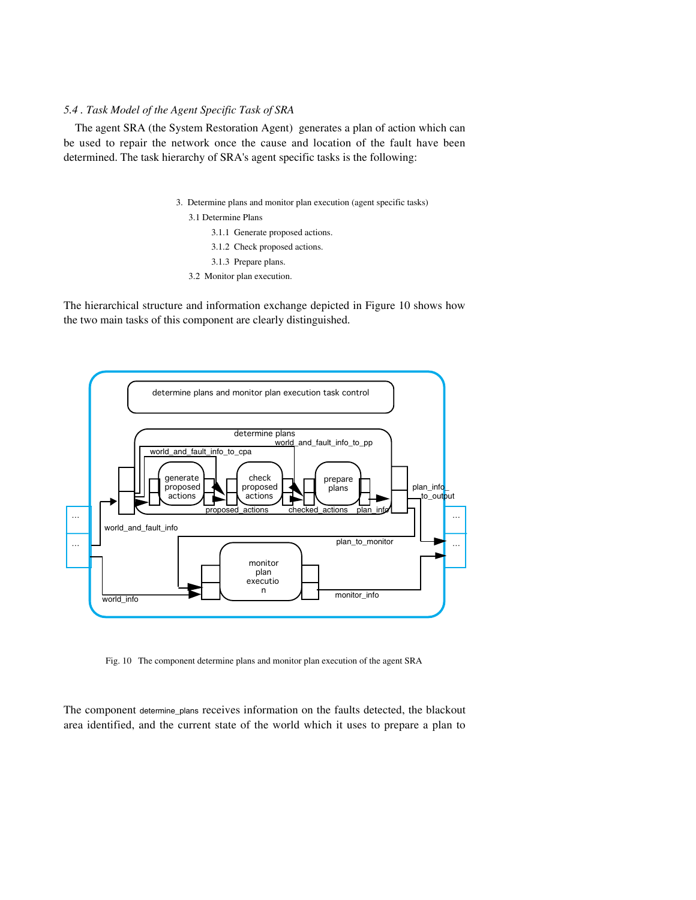*5.4 . Task Model of the Agent Specific Task of SRA*

The agent SRA (the System Restoration Agent) generates a plan of action which can be used to repair the network once the cause and location of the fault have been determined. The task hierarchy of SRA's agent specific tasks is the following:

3. Determine plans and monitor plan execution (agent specific tasks)
   - 3.1 Determine Plans
     - 3.1.1 Generate proposed actions.
     - 3.1.2 Check proposed actions.
     - 3.1.3 Prepare plans.
   - 3.2 Monitor plan execution.

The hierarchical structure and information exchange depicted in Figure 10 shows how the two main tasks of this component are clearly distinguished.

Fig. 10 The component determine plans and monitor plan execution of the agent SRA

The component determine_plans receives information on the faults detected, the blackout area identified, and the current state of the world which it uses to prepare a plan to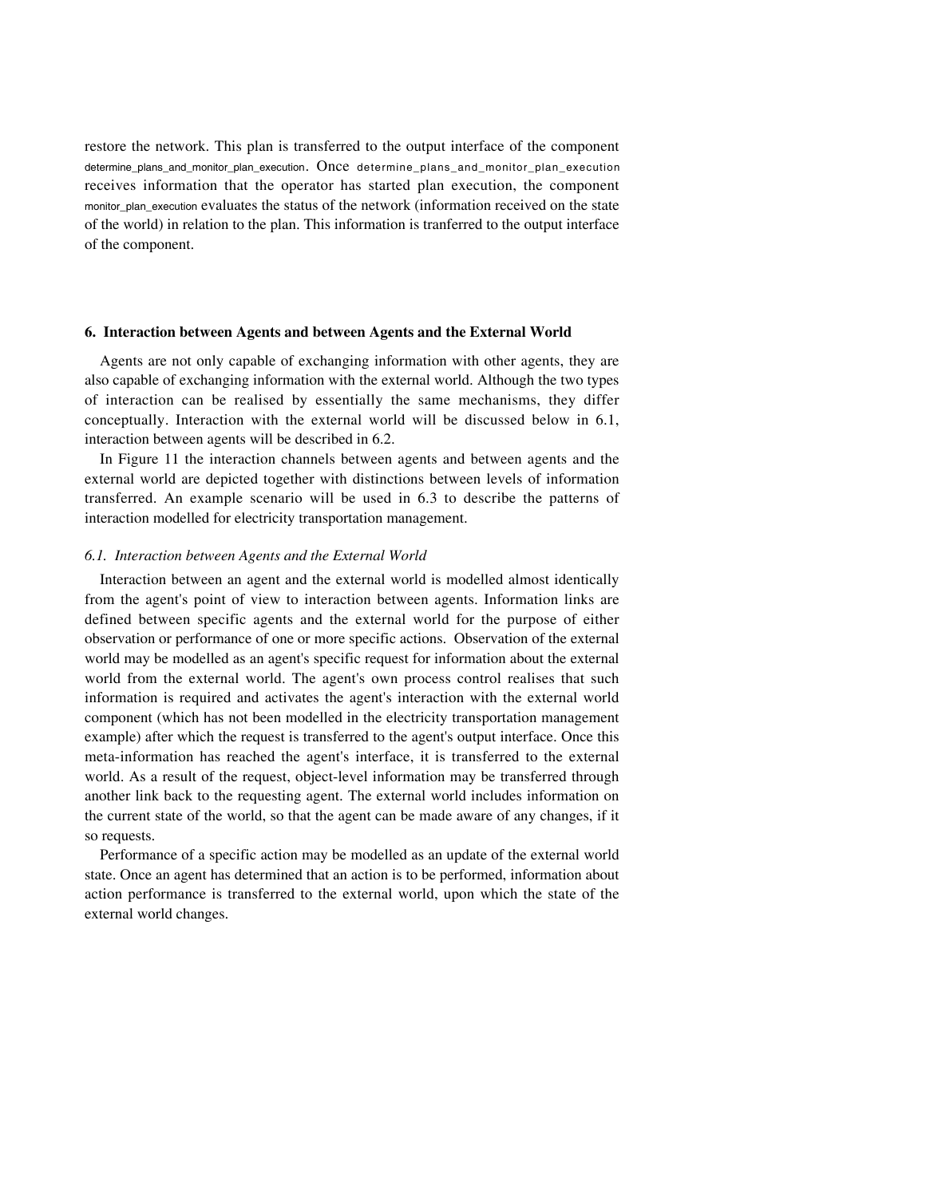restore the network. This plan is transferred to the output interface of the component determine_plans_and_monitor_plan_execution. Once determine_plans_and_monitor_plan_execution receives information that the operator has started plan execution, the component monitor_plan_execution evaluates the status of the network (information received on the state of the world) in relation to the plan. This information is tranferred to the output interface of the component.

## 6. Interaction between Agents and between Agents and the External World

Agents are not only capable of exchanging information with other agents, they are also capable of exchanging information with the external world. Although the two types of interaction can be realised by essentially the same mechanisms, they differ conceptually. Interaction with the external world will be discussed below in 6.1, interaction between agents will be described in 6.2.

In Figure 11 the interaction channels between agents and between agents and the external world are depicted together with distinctions between levels of information transferred. An example scenario will be used in 6.3 to describe the patterns of interaction modelled for electricity transportation management.

### *6.1. Interaction between Agents and the External World*

Interaction between an agent and the external world is modelled almost identically from the agent's point of view to interaction between agents. Information links are defined between specific agents and the external world for the purpose of either observation or performance of one or more specific actions. Observation of the external world may be modelled as an agent's specific request for information about the external world from the external world. The agent's own process control realises that such information is required and activates the agent's interaction with the external world component (which has not been modelled in the electricity transportation management example) after which the request is transferred to the agent's output interface. Once this meta-information has reached the agent's interface, it is transferred to the external world. As a result of the request, object-level information may be transferred through another link back to the requesting agent. The external world includes information on the current state of the world, so that the agent can be made aware of any changes, if it so requests.

Performance of a specific action may be modelled as an update of the external world state. Once an agent has determined that an action is to be performed, information about action performance is transferred to the external world, upon which the state of the external world changes.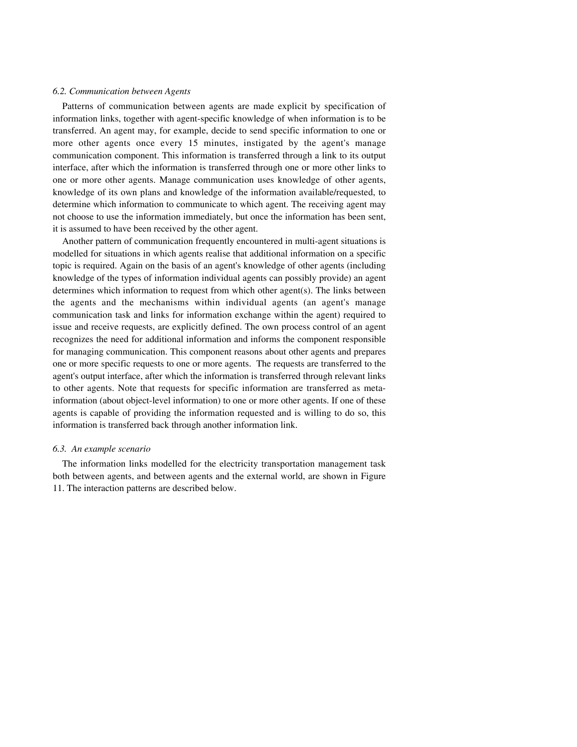### *6.2. Communication between Agents*

Patterns of communication between agents are made explicit by specification of information links, together with agent-specific knowledge of when information is to be transferred. An agent may, for example, decide to send specific information to one or more other agents once every 15 minutes, instigated by the agent's manage communication component. This information is transferred through a link to its output interface, after which the information is transferred through one or more other links to one or more other agents. Manage communication uses knowledge of other agents, knowledge of its own plans and knowledge of the information available/requested, to determine which information to communicate to which agent. The receiving agent may not choose to use the information immediately, but once the information has been sent, it is assumed to have been received by the other agent.

Another pattern of communication frequently encountered in multi-agent situations is modelled for situations in which agents realise that additional information on a specific topic is required. Again on the basis of an agent's knowledge of other agents (including knowledge of the types of information individual agents can possibly provide) an agent determines which information to request from which other agent(s). The links between the agents and the mechanisms within individual agents (an agent's manage communication task and links for information exchange within the agent) required to issue and receive requests, are explicitly defined. The own process control of an agent recognizes the need for additional information and informs the component responsible for managing communication. This component reasons about other agents and prepares one or more specific requests to one or more agents. The requests are transferred to the agent's output interface, after which the information is transferred through relevant links to other agents. Note that requests for specific information are transferred as meta-information (about object-level information) to one or more other agents. If one of these agents is capable of providing the information requested and is willing to do so, this information is transferred back through another information link.

### *6.3. An example scenario*

The information links modelled for the electricity transportation management task both between agents, and between agents and the external world, are shown in Figure 11. The interaction patterns are described below.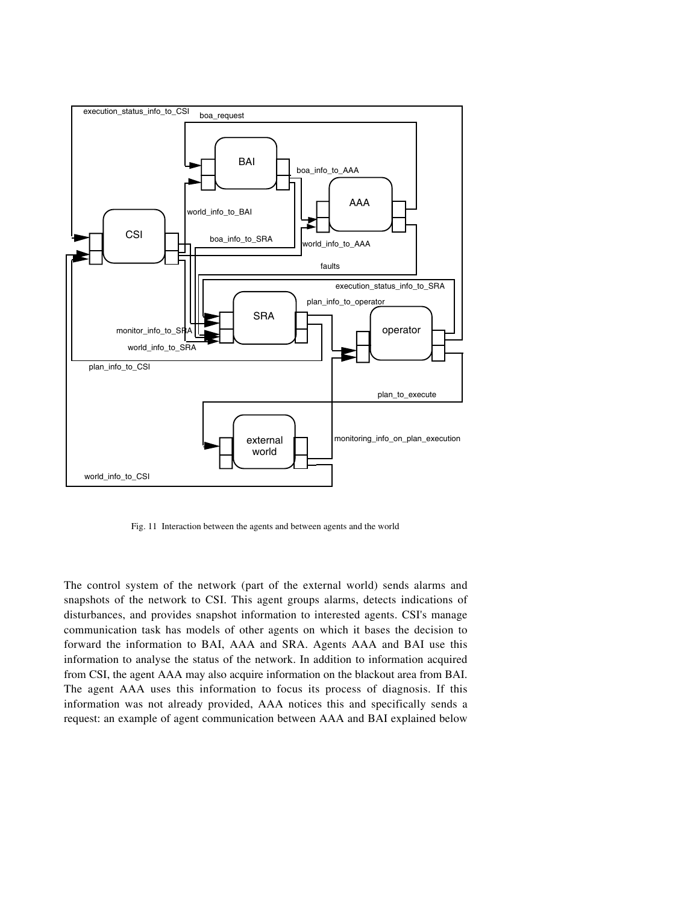Fig. 11 Interaction between the agents and between agents and the world

The control system of the network (part of the external world) sends alarms and snapshots of the network to CSI. This agent groups alarms, detects indications of disturbances, and provides snapshot information to interested agents. CSI's manage communication task has models of other agents on which it bases the decision to forward the information to BAI, AAA and SRA. Agents AAA and BAI use this information to analyse the status of the network. In addition to information acquired from CSI, the agent AAA may also acquire information on the blackout area from BAI. The agent AAA uses this information to focus its process of diagnosis. If this information was not already provided, AAA notices this and specifically sends a request: an example of agent communication between AAA and BAI explained below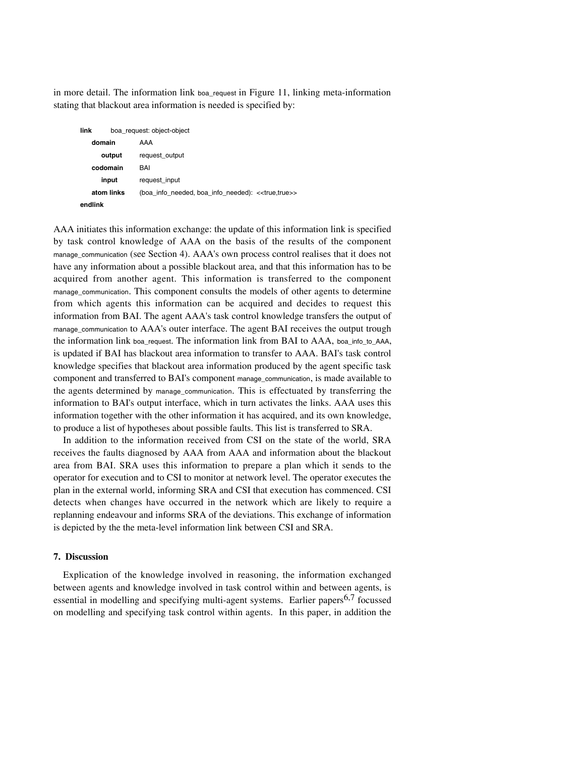in more detail. The information link boa_request in Figure 11, linking meta-information stating that blackout area information is needed is specified by:

```
link        boa_request: object-object
    domain        AAA
        output        request_output
    codomain      BAI
        input         request_input
    atom links    (boa_info_needed, boa_info_needed): <<true,true>>
endlink
```

AAA initiates this information exchange: the update of this information link is specified by task control knowledge of AAA on the basis of the results of the component manage_communication (see Section 4). AAA's own process control realises that it does not have any information about a possible blackout area, and that this information has to be acquired from another agent. This information is transferred to the component manage_communication. This component consults the models of other agents to determine from which agents this information can be acquired and decides to request this information from BAI. The agent AAA's task control knowledge transfers the output of manage_communication to AAA's outer interface. The agent BAI receives the output trough the information link boa_request. The information link from BAI to AAA, boa_info_to_AAA, is updated if BAI has blackout area information to transfer to AAA. BAI's task control knowledge specifies that blackout area information produced by the agent specific task component and transferred to BAI's component manage_communication, is made available to the agents determined by manage_communication. This is effectuated by transferring the information to BAI's output interface, which in turn activates the links. AAA uses this information together with the other information it has acquired, and its own knowledge, to produce a list of hypotheses about possible faults. This list is transferred to SRA.

In addition to the information received from CSI on the state of the world, SRA receives the faults diagnosed by AAA from AAA and information about the blackout area from BAI. SRA uses this information to prepare a plan which it sends to the operator for execution and to CSI to monitor at network level. The operator executes the plan in the external world, informing SRA and CSI that execution has commenced. CSI detects when changes have occurred in the network which are likely to require a replanning endeavour and informs SRA of the deviations. This exchange of information is depicted by the the meta-level information link between CSI and SRA.

## 7. Discussion

Explication of the knowledge involved in reasoning, the information exchanged between agents and knowledge involved in task control within and between agents, is essential in modelling and specifying multi-agent systems. Earlier papers[6,7] focussed on modelling and specifying task control within agents. In this paper, in addition the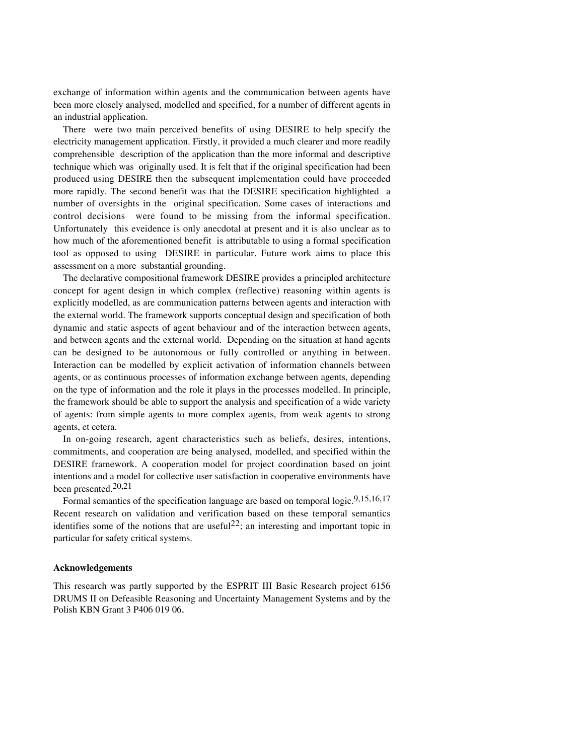exchange of information within agents and the communication between agents have been more closely analysed, modelled and specified, for a number of different agents in an industrial application.

There were two main perceived benefits of using DESIRE to help specify the electricity management application. Firstly, it provided a much clearer and more readily comprehensible description of the application than the more informal and descriptive technique which was originally used. It is felt that if the original specification had been produced using DESIRE then the subsequent implementation could have proceeded more rapidly. The second benefit was that the DESIRE specification highlighted a number of oversights in the original specification. Some cases of interactions and control decisions were found to be missing from the informal specification. Unfortunately this eveidence is only anecdotal at present and it is also unclear as to how much of the aforementioned benefit is attributable to using a formal specification tool as opposed to using DESIRE in particular. Future work aims to place this assessment on a more substantial grounding.

The declarative compositional framework DESIRE provides a principled architecture concept for agent design in which complex (reflective) reasoning within agents is explicitly modelled, as are communication patterns between agents and interaction with the external world. The framework supports conceptual design and specification of both dynamic and static aspects of agent behaviour and of the interaction between agents, and between agents and the external world. Depending on the situation at hand agents can be designed to be autonomous or fully controlled or anything in between. Interaction can be modelled by explicit activation of information channels between agents, or as continuous processes of information exchange between agents, depending on the type of information and the role it plays in the processes modelled. In principle, the framework should be able to support the analysis and specification of a wide variety of agents: from simple agents to more complex agents, from weak agents to strong agents, et cetera.

In on-going research, agent characteristics such as beliefs, desires, intentions, commitments, and cooperation are being analysed, modelled, and specified within the DESIRE framework. A cooperation model for project coordination based on joint intentions and a model for collective user satisfaction in cooperative environments have been presented.[20,21]

Formal semantics of the specification language are based on temporal logic.[9,15,16,17] Recent research on validation and verification based on these temporal semantics identifies some of the notions that are useful[22]; an interesting and important topic in particular for safety critical systems.

**Acknowledgements**

This research was partly supported by the ESPRIT III Basic Research project 6156 DRUMS II on Defeasible Reasoning and Uncertainty Management Systems and by the Polish KBN Grant 3 P406 019 06.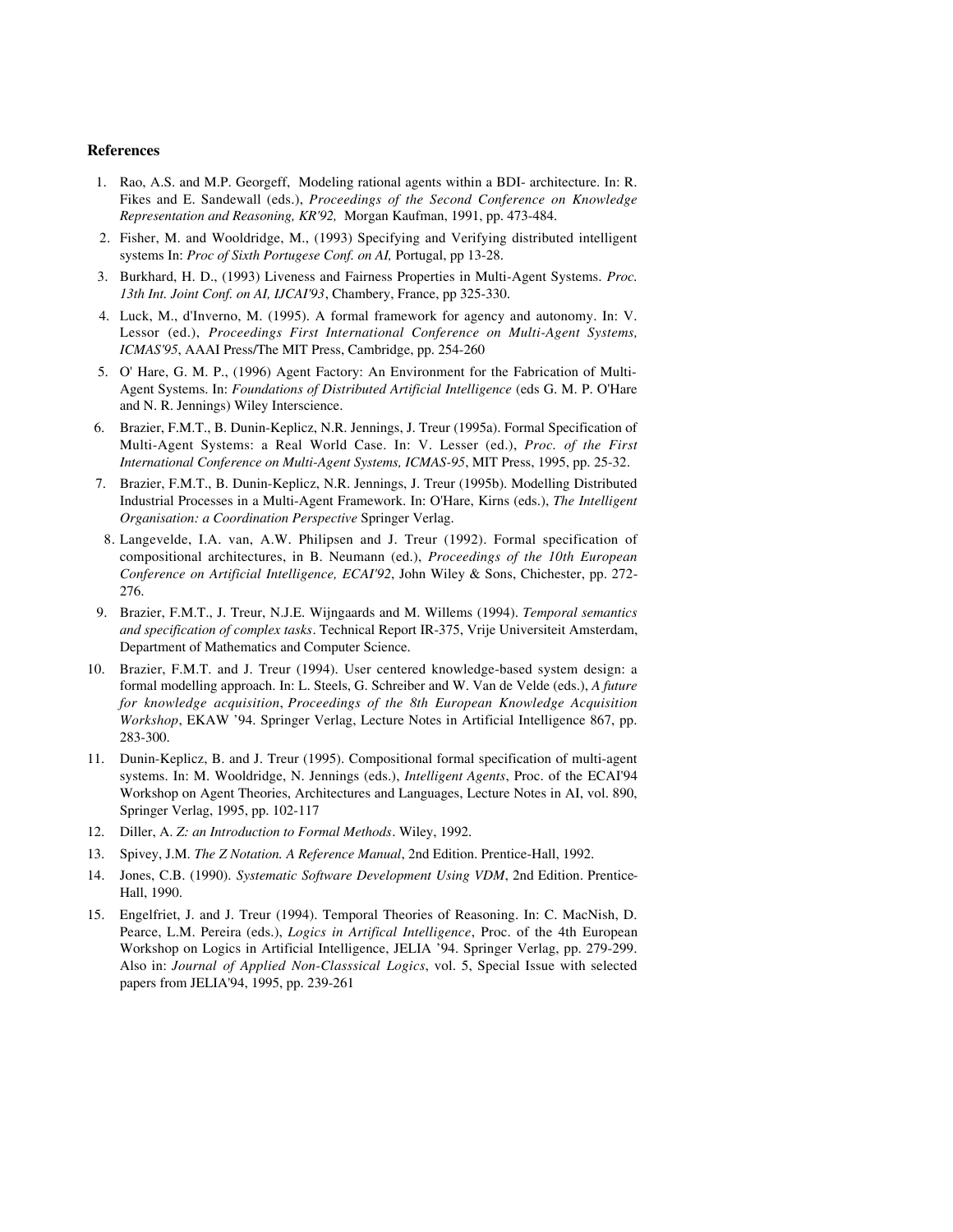## References

1. Rao, A.S. and M.P. Georgeff, Modeling rational agents within a BDI- architecture. In: R. Fikes and E. Sandewall (eds.), *Proceedings of the Second Conference on Knowledge Representation and Reasoning, KR'92,* Morgan Kaufman, 1991, pp. 473-484.
2. Fisher, M. and Wooldridge, M., (1993) Specifying and Verifying distributed intelligent systems In: *Proc of Sixth Portugese Conf. on AI,* Portugal, pp 13-28.
3. Burkhard, H. D., (1993) Liveness and Fairness Properties in Multi-Agent Systems. *Proc. 13th Int. Joint Conf. on AI, IJCAI'93*, Chambery, France, pp 325-330.
4. Luck, M., d'Inverno, M. (1995). A formal framework for agency and autonomy. In: V. Lessor (ed.), *Proceedings First International Conference on Multi-Agent Systems, ICMAS'95*, AAAI Press/The MIT Press, Cambridge, pp. 254-260
5. O' Hare, G. M. P., (1996) Agent Factory: An Environment for the Fabrication of Multi-Agent Systems. In: *Foundations of Distributed Artificial Intelligence* (eds G. M. P. O'Hare and N. R. Jennings) Wiley Interscience.
6. Brazier, F.M.T., B. Dunin-Keplicz, N.R. Jennings, J. Treur (1995a). Formal Specification of Multi-Agent Systems: a Real World Case. In: V. Lesser (ed.), *Proc. of the First International Conference on Multi-Agent Systems, ICMAS-95*, MIT Press, 1995, pp. 25-32.
7. Brazier, F.M.T., B. Dunin-Keplicz, N.R. Jennings, J. Treur (1995b). Modelling Distributed Industrial Processes in a Multi-Agent Framework. In: O'Hare, Kirns (eds.), *The Intelligent Organisation: a Coordination Perspective* Springer Verlag.
8. Langevelde, I.A. van, A.W. Philipsen and J. Treur (1992). Formal specification of compositional architectures, in B. Neumann (ed.), *Proceedings of the 10th European Conference on Artificial Intelligence, ECAI'92*, John Wiley & Sons, Chichester, pp. 272-276.
9. Brazier, F.M.T., J. Treur, N.J.E. Wijngaards and M. Willems (1994). *Temporal semantics and specification of complex tasks*. Technical Report IR-375, Vrije Universiteit Amsterdam, Department of Mathematics and Computer Science.
10. Brazier, F.M.T. and J. Treur (1994). User centered knowledge-based system design: a formal modelling approach. In: L. Steels, G. Schreiber and W. Van de Velde (eds.), *A future for knowledge acquisition*, *Proceedings of the 8th European Knowledge Acquisition Workshop*, EKAW '94. Springer Verlag, Lecture Notes in Artificial Intelligence 867, pp. 283-300.
11. Dunin-Keplicz, B. and J. Treur (1995). Compositional formal specification of multi-agent systems. In: M. Wooldridge, N. Jennings (eds.), *Intelligent Agents*, Proc. of the ECAI'94 Workshop on Agent Theories, Architectures and Languages, Lecture Notes in AI, vol. 890, Springer Verlag, 1995, pp. 102-117
12. Diller, A. *Z: an Introduction to Formal Methods*. Wiley, 1992.
13. Spivey, J.M. *The Z Notation. A Reference Manual*, 2nd Edition. Prentice-Hall, 1992.
14. Jones, C.B. (1990). *Systematic Software Development Using VDM*, 2nd Edition. Prentice-Hall, 1990.
15. Engelfriet, J. and J. Treur (1994). Temporal Theories of Reasoning. In: C. MacNish, D. Pearce, L.M. Pereira (eds.), *Logics in Artifical Intelligence*, Proc. of the 4th European Workshop on Logics in Artificial Intelligence, JELIA '94. Springer Verlag, pp. 279-299. Also in: *Journal of Applied Non-Classsical Logics*, vol. 5, Special Issue with selected papers from JELIA'94, 1995, pp. 239-261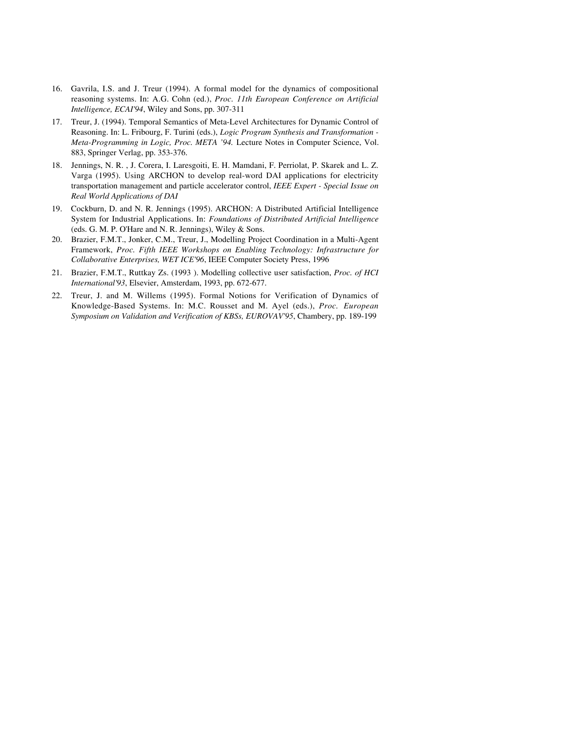16. Gavrila, I.S. and J. Treur (1994). A formal model for the dynamics of compositional reasoning systems. In: A.G. Cohn (ed.), *Proc. 11th European Conference on Artificial Intelligence, ECAI'94*, Wiley and Sons, pp. 307-311
17. Treur, J. (1994). Temporal Semantics of Meta-Level Architectures for Dynamic Control of Reasoning. In: L. Fribourg, F. Turini (eds.), *Logic Program Synthesis and Transformation - Meta-Programming in Logic, Proc. META '94.* Lecture Notes in Computer Science, Vol. 883, Springer Verlag, pp. 353-376.
18. Jennings, N. R. , J. Corera, I. Laresgoiti, E. H. Mamdani, F. Perriolat, P. Skarek and L. Z. Varga (1995). Using ARCHON to develop real-word DAI applications for electricity transportation management and particle accelerator control, *IEEE Expert - Special Issue on Real World Applications of DAI*
19. Cockburn, D. and N. R. Jennings (1995). ARCHON: A Distributed Artificial Intelligence System for Industrial Applications. In: *Foundations of Distributed Artificial Intelligence* (eds. G. M. P. O'Hare and N. R. Jennings), Wiley & Sons.
20. Brazier, F.M.T., Jonker, C.M., Treur, J., Modelling Project Coordination in a Multi-Agent Framework, *Proc. Fifth IEEE Workshops on Enabling Technology: Infrastructure for Collaborative Enterprises, WET ICE'96*, IEEE Computer Society Press, 1996
21. Brazier, F.M.T., Ruttkay Zs. (1993 ). Modelling collective user satisfaction, *Proc. of HCI International'93*, Elsevier, Amsterdam, 1993, pp. 672-677.
22. Treur, J. and M. Willems (1995). Formal Notions for Verification of Dynamics of Knowledge-Based Systems. In: M.C. Rousset and M. Ayel (eds.), *Proc. European Symposium on Validation and Verification of KBSs, EUROVAV'95*, Chambery, pp. 189-199